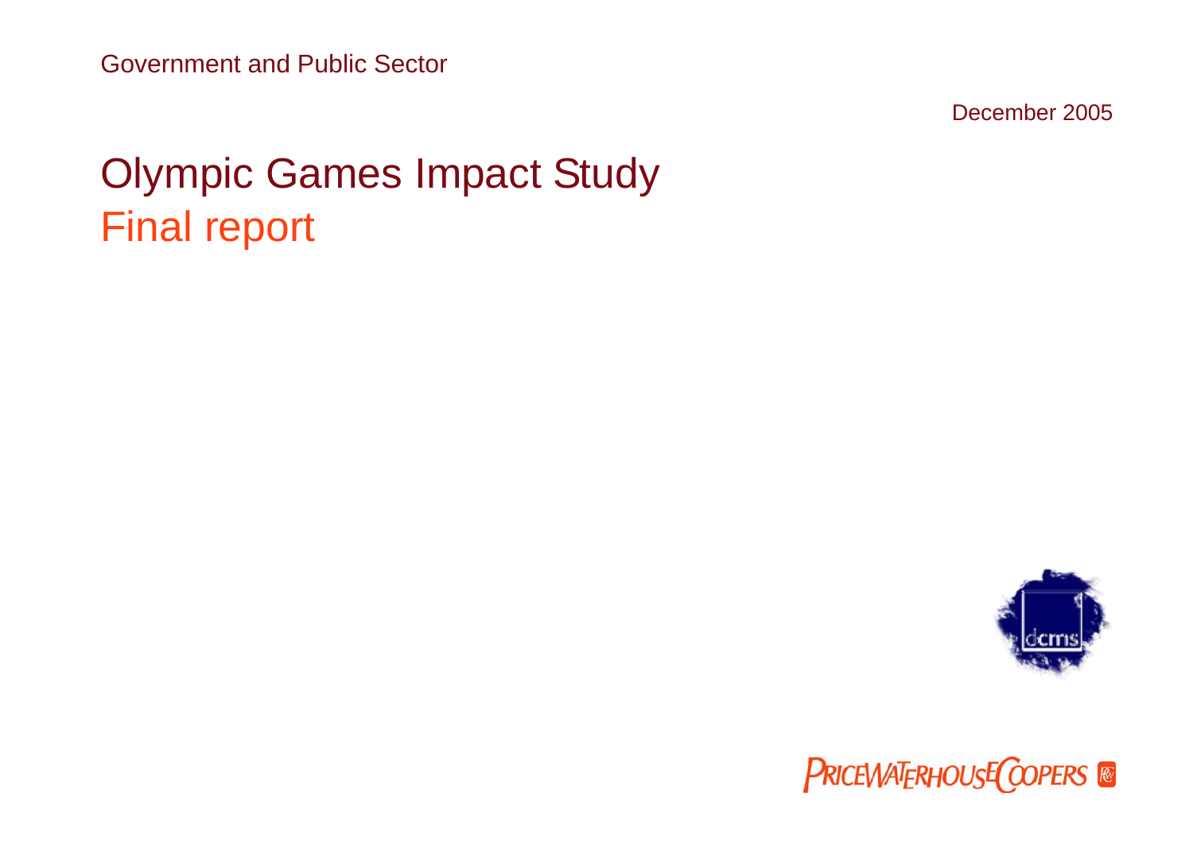Government and Public Sector

December 2005

# Olympic Games Impact Study

## Final report

dcms

PRICEWATERHOUSECOOPERS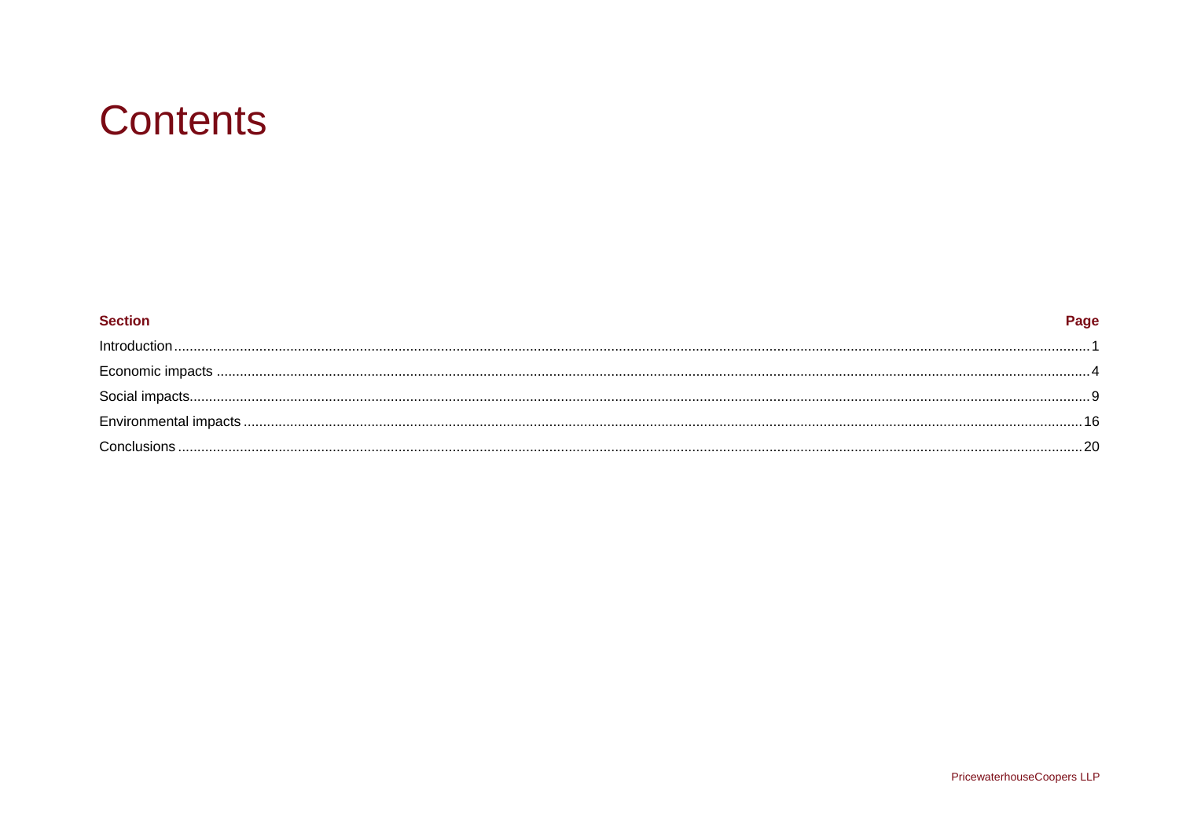# Contents

| Section | Page |
| --- | --- |
| Introduction | 1 |
| Economic impacts | 4 |
| Social impacts | 9 |
| Environmental impacts | 16 |
| Conclusions | 20 |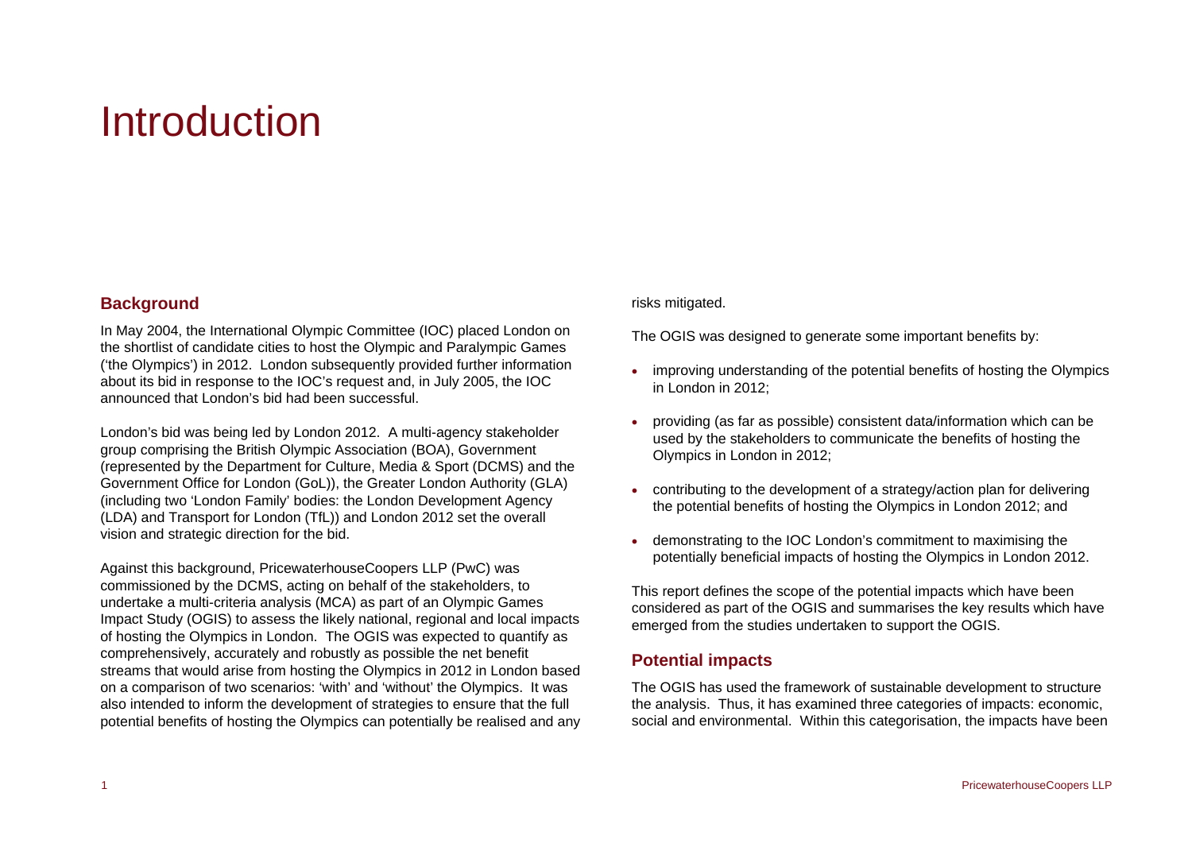# Introduction

## Background

In May 2004, the International Olympic Committee (IOC) placed London on the shortlist of candidate cities to host the Olympic and Paralympic Games ('the Olympics') in 2012. London subsequently provided further information about its bid in response to the IOC's request and, in July 2005, the IOC announced that London's bid had been successful.

London's bid was being led by London 2012. A multi-agency stakeholder group comprising the British Olympic Association (BOA), Government (represented by the Department for Culture, Media & Sport (DCMS) and the Government Office for London (GoL)), the Greater London Authority (GLA) (including two 'London Family' bodies: the London Development Agency (LDA) and Transport for London (TfL)) and London 2012 set the overall vision and strategic direction for the bid.

Against this background, PricewaterhouseCoopers LLP (PwC) was commissioned by the DCMS, acting on behalf of the stakeholders, to undertake a multi-criteria analysis (MCA) as part of an Olympic Games Impact Study (OGIS) to assess the likely national, regional and local impacts of hosting the Olympics in London. The OGIS was expected to quantify as comprehensively, accurately and robustly as possible the net benefit streams that would arise from hosting the Olympics in 2012 in London based on a comparison of two scenarios: 'with' and 'without' the Olympics. It was also intended to inform the development of strategies to ensure that the full potential benefits of hosting the Olympics can potentially be realised and any risks mitigated.

The OGIS was designed to generate some important benefits by:

- improving understanding of the potential benefits of hosting the Olympics in London in 2012;
- providing (as far as possible) consistent data/information which can be used by the stakeholders to communicate the benefits of hosting the Olympics in London in 2012;
- contributing to the development of a strategy/action plan for delivering the potential benefits of hosting the Olympics in London 2012; and
- demonstrating to the IOC London's commitment to maximising the potentially beneficial impacts of hosting the Olympics in London 2012.

This report defines the scope of the potential impacts which have been considered as part of the OGIS and summarises the key results which have emerged from the studies undertaken to support the OGIS.

## Potential impacts

The OGIS has used the framework of sustainable development to structure the analysis. Thus, it has examined three categories of impacts: economic, social and environmental. Within this categorisation, the impacts have been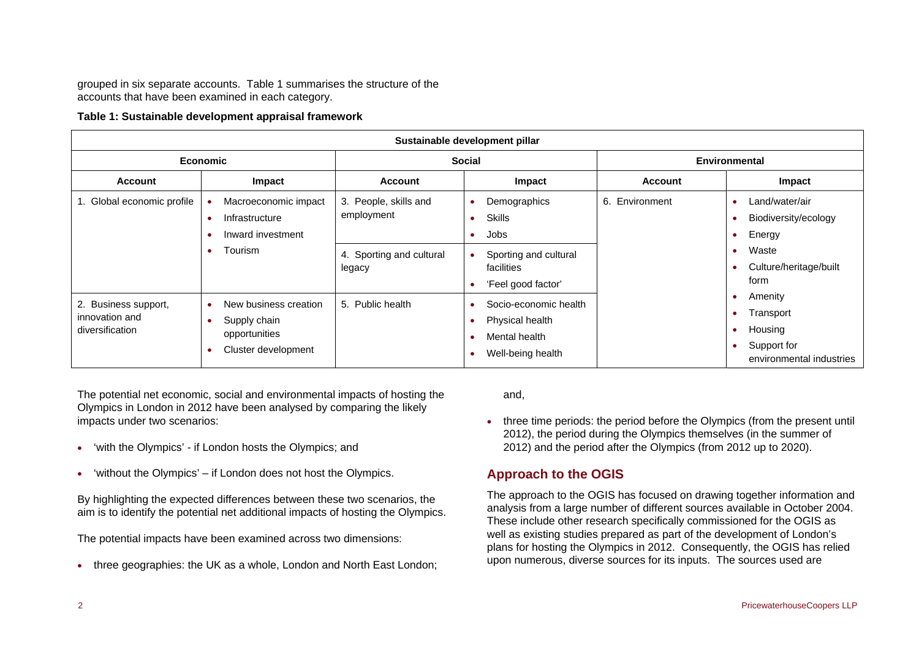grouped in six separate accounts. Table 1 summarises the structure of the accounts that have been examined in each category.

**Table 1: Sustainable development appraisal framework**

| Sustainable development pillar | | | | | |
|---|---|---|---|---|---|
| **Economic** | | **Social** | | **Environmental** | |
| **Account** | **Impact** | **Account** | **Impact** | **Account** | **Impact** |
| 1. Global economic profile | • Macroeconomic impact<br>• Infrastructure<br>• Inward investment<br>• Tourism | 3. People, skills and employment | • Demographics<br>• Skills<br>• Jobs | 6. Environment | • Land/water/air<br>• Biodiversity/ecology<br>• Energy<br>• Waste<br>• Culture/heritage/built form<br>• Amenity<br>• Transport<br>• Housing<br>• Support for environmental industries |
| | | 4. Sporting and cultural legacy | • Sporting and cultural facilities<br>• 'Feel good factor' | | |
| 2. Business support, innovation and diversification | • New business creation<br>• Supply chain opportunities<br>• Cluster development | 5. Public health | • Socio-economic health<br>• Physical health<br>• Mental health<br>• Well-being health | | |

The potential net economic, social and environmental impacts of hosting the Olympics in London in 2012 have been analysed by comparing the likely impacts under two scenarios:

- 'with the Olympics' - if London hosts the Olympics; and
- 'without the Olympics' – if London does not host the Olympics.

By highlighting the expected differences between these two scenarios, the aim is to identify the potential net additional impacts of hosting the Olympics.

The potential impacts have been examined across two dimensions:

- three geographies: the UK as a whole, London and North East London;

and,

- three time periods: the period before the Olympics (from the present until 2012), the period during the Olympics themselves (in the summer of 2012) and the period after the Olympics (from 2012 up to 2020).

## Approach to the OGIS

The approach to the OGIS has focused on drawing together information and analysis from a large number of different sources available in October 2004. These include other research specifically commissioned for the OGIS as well as existing studies prepared as part of the development of London's plans for hosting the Olympics in 2012. Consequently, the OGIS has relied upon numerous, diverse sources for its inputs. The sources used are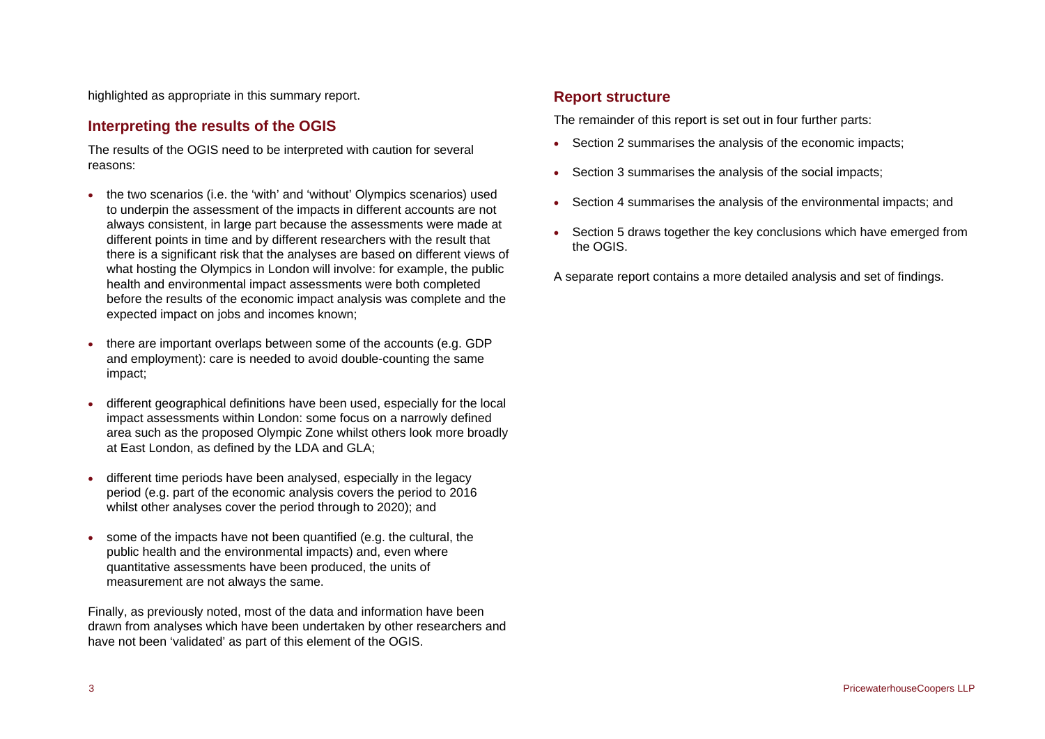highlighted as appropriate in this summary report.

## Interpreting the results of the OGIS

The results of the OGIS need to be interpreted with caution for several reasons:

- the two scenarios (i.e. the 'with' and 'without' Olympics scenarios) used to underpin the assessment of the impacts in different accounts are not always consistent, in large part because the assessments were made at different points in time and by different researchers with the result that there is a significant risk that the analyses are based on different views of what hosting the Olympics in London will involve: for example, the public health and environmental impact assessments were both completed before the results of the economic impact analysis was complete and the expected impact on jobs and incomes known;
- there are important overlaps between some of the accounts (e.g. GDP and employment): care is needed to avoid double-counting the same impact;
- different geographical definitions have been used, especially for the local impact assessments within London: some focus on a narrowly defined area such as the proposed Olympic Zone whilst others look more broadly at East London, as defined by the LDA and GLA;
- different time periods have been analysed, especially in the legacy period (e.g. part of the economic analysis covers the period to 2016 whilst other analyses cover the period through to 2020); and
- some of the impacts have not been quantified (e.g. the cultural, the public health and the environmental impacts) and, even where quantitative assessments have been produced, the units of measurement are not always the same.

Finally, as previously noted, most of the data and information have been drawn from analyses which have been undertaken by other researchers and have not been 'validated' as part of this element of the OGIS.

## Report structure

The remainder of this report is set out in four further parts:

- Section 2 summarises the analysis of the economic impacts;
- Section 3 summarises the analysis of the social impacts;
- Section 4 summarises the analysis of the environmental impacts; and
- Section 5 draws together the key conclusions which have emerged from the OGIS.

A separate report contains a more detailed analysis and set of findings.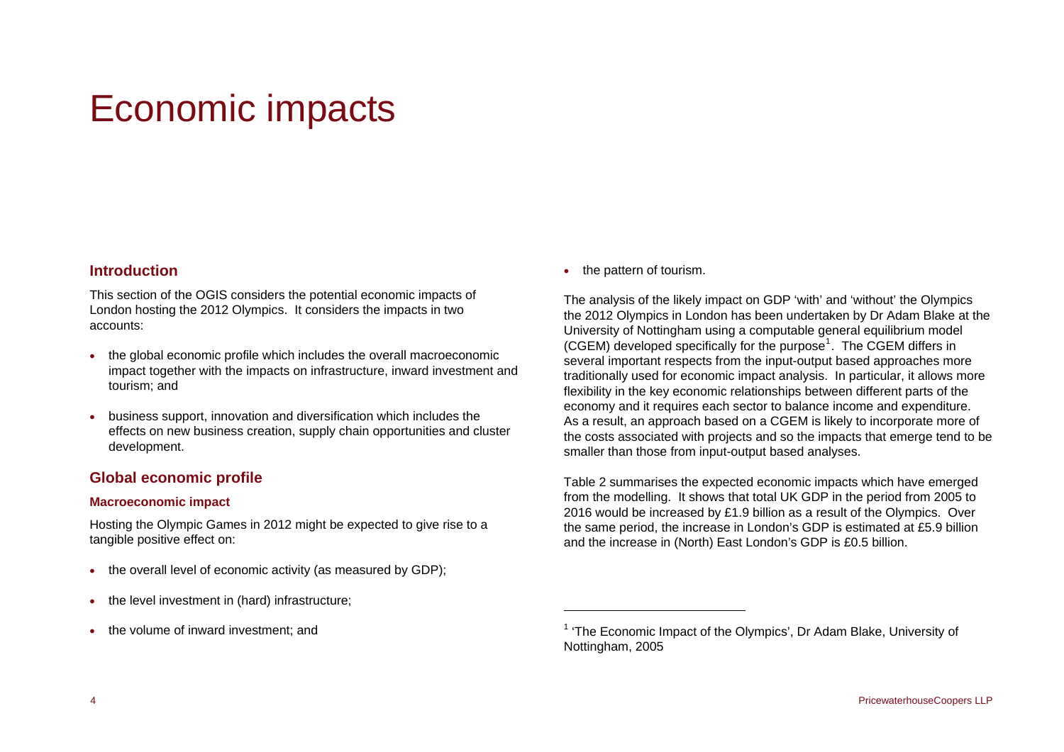# Economic impacts

## Introduction

This section of the OGIS considers the potential economic impacts of London hosting the 2012 Olympics. It considers the impacts in two accounts:

- the global economic profile which includes the overall macroeconomic impact together with the impacts on infrastructure, inward investment and tourism; and
- business support, innovation and diversification which includes the effects on new business creation, supply chain opportunities and cluster development.

## Global economic profile

### Macroeconomic impact

Hosting the Olympic Games in 2012 might be expected to give rise to a tangible positive effect on:

- the overall level of economic activity (as measured by GDP);
- the level investment in (hard) infrastructure;
- the volume of inward investment; and
- the pattern of tourism.

The analysis of the likely impact on GDP 'with' and 'without' the Olympics the 2012 Olympics in London has been undertaken by Dr Adam Blake at the University of Nottingham using a computable general equilibrium model (CGEM) developed specifically for the purpose[1]. The CGEM differs in several important respects from the input-output based approaches more traditionally used for economic impact analysis. In particular, it allows more flexibility in the key economic relationships between different parts of the economy and it requires each sector to balance income and expenditure. As a result, an approach based on a CGEM is likely to incorporate more of the costs associated with projects and so the impacts that emerge tend to be smaller than those from input-output based analyses.

Table 2 summarises the expected economic impacts which have emerged from the modelling. It shows that total UK GDP in the period from 2005 to 2016 would be increased by £1.9 billion as a result of the Olympics. Over the same period, the increase in London's GDP is estimated at £5.9 billion and the increase in (North) East London's GDP is £0.5 billion.

---

[1] 'The Economic Impact of the Olympics', Dr Adam Blake, University of Nottingham, 2005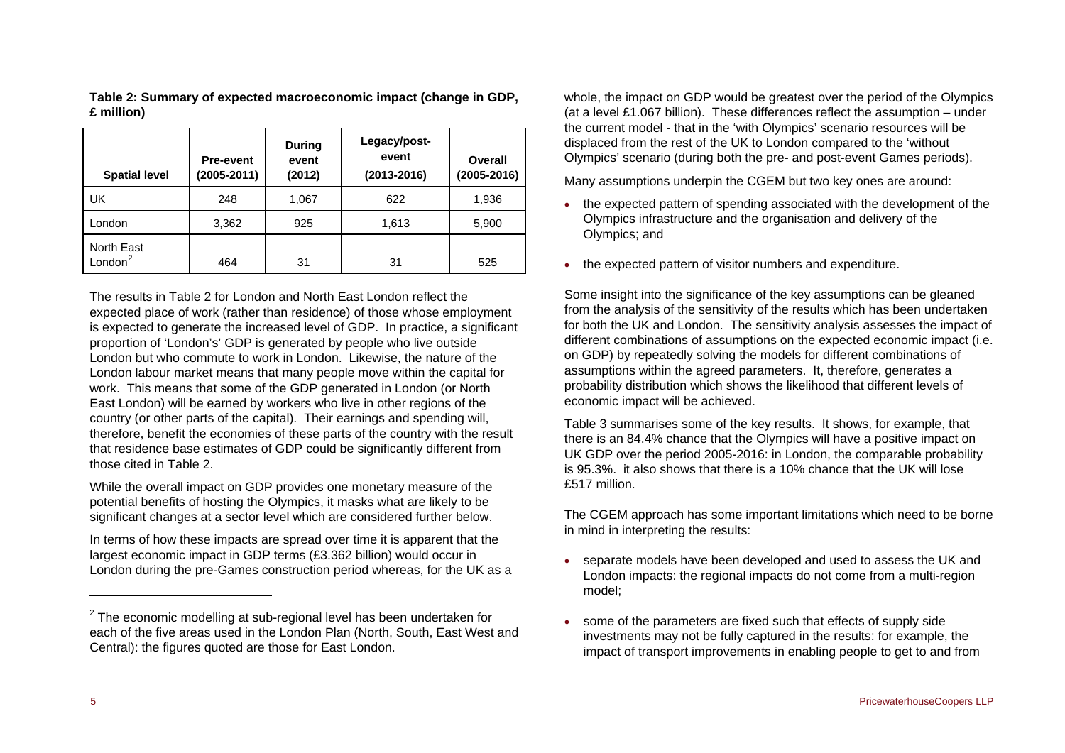**Table 2: Summary of expected macroeconomic impact (change in GDP, £ million)**

| Spatial level | Pre-event (2005-2011) | During event (2012) | Legacy/post-event (2013-2016) | Overall (2005-2016) |
|---|---|---|---|---|
| UK | 248 | 1,067 | 622 | 1,936 |
| London | 3,362 | 925 | 1,613 | 5,900 |
| North East London[2] | 464 | 31 | 31 | 525 |

The results in Table 2 for London and North East London reflect the expected place of work (rather than residence) of those whose employment is expected to generate the increased level of GDP. In practice, a significant proportion of 'London's' GDP is generated by people who live outside London but who commute to work in London. Likewise, the nature of the London labour market means that many people move within the capital for work. This means that some of the GDP generated in London (or North East London) will be earned by workers who live in other regions of the country (or other parts of the capital). Their earnings and spending will, therefore, benefit the economies of these parts of the country with the result that residence base estimates of GDP could be significantly different from those cited in Table 2.

While the overall impact on GDP provides one monetary measure of the potential benefits of hosting the Olympics, it masks what are likely to be significant changes at a sector level which are considered further below.

In terms of how these impacts are spread over time it is apparent that the largest economic impact in GDP terms (£3.362 billion) would occur in London during the pre-Games construction period whereas, for the UK as a whole, the impact on GDP would be greatest over the period of the Olympics (at a level £1.067 billion). These differences reflect the assumption – under the current model - that in the 'with Olympics' scenario resources will be displaced from the rest of the UK to London compared to the 'without Olympics' scenario (during both the pre- and post-event Games periods).

Many assumptions underpin the CGEM but two key ones are around:

- the expected pattern of spending associated with the development of the Olympics infrastructure and the organisation and delivery of the Olympics; and
- the expected pattern of visitor numbers and expenditure.

Some insight into the significance of the key assumptions can be gleaned from the analysis of the sensitivity of the results which has been undertaken for both the UK and London. The sensitivity analysis assesses the impact of different combinations of assumptions on the expected economic impact (i.e. on GDP) by repeatedly solving the models for different combinations of assumptions within the agreed parameters. It, therefore, generates a probability distribution which shows the likelihood that different levels of economic impact will be achieved.

Table 3 summarises some of the key results. It shows, for example, that there is an 84.4% chance that the Olympics will have a positive impact on UK GDP over the period 2005-2016: in London, the comparable probability is 95.3%. it also shows that there is a 10% chance that the UK will lose £517 million.

The CGEM approach has some important limitations which need to be borne in mind in interpreting the results:

- separate models have been developed and used to assess the UK and London impacts: the regional impacts do not come from a multi-region model;
- some of the parameters are fixed such that effects of supply side investments may not be fully captured in the results: for example, the impact of transport improvements in enabling people to get to and from

[2] The economic modelling at sub-regional level has been undertaken for each of the five areas used in the London Plan (North, South, East West and Central): the figures quoted are those for East London.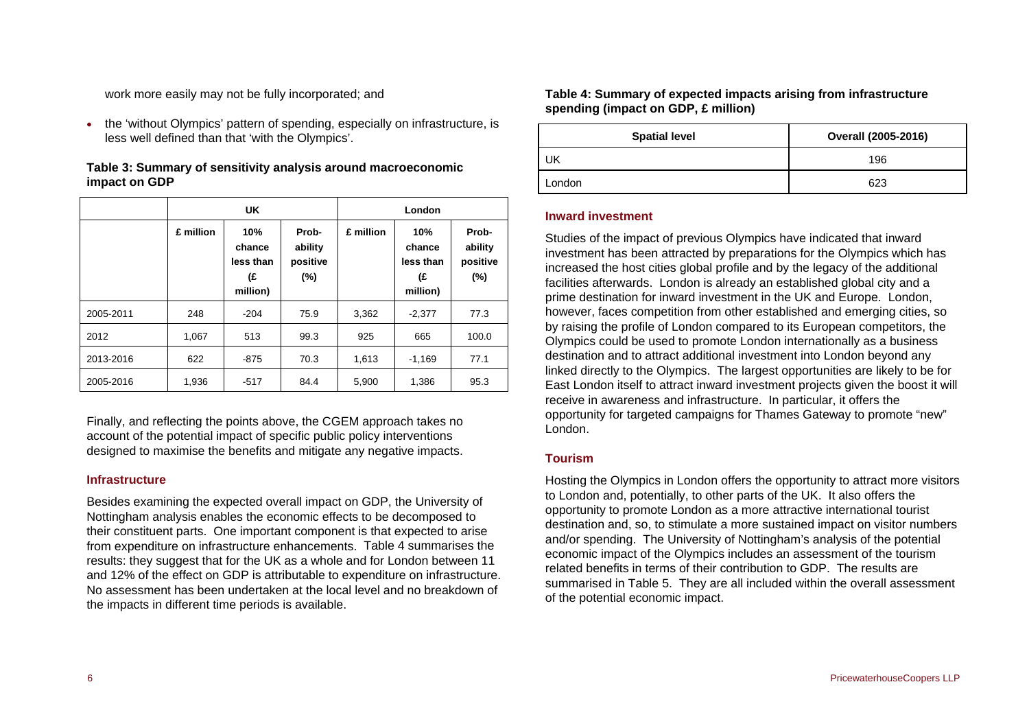work more easily may not be fully incorporated; and

- the 'without Olympics' pattern of spending, especially on infrastructure, is less well defined than that 'with the Olympics'.

**Table 3: Summary of sensitivity analysis around macroeconomic impact on GDP**

| | UK | | | London | | |
|---|---|---|---|---|---|---|
| | £ million | 10% chance less than (£ million) | Probability positive (%) | £ million | 10% chance less than (£ million) | Probability positive (%) |
| 2005-2011 | 248 | -204 | 75.9 | 3,362 | -2,377 | 77.3 |
| 2012 | 1,067 | 513 | 99.3 | 925 | 665 | 100.0 |
| 2013-2016 | 622 | -875 | 70.3 | 1,613 | -1,169 | 77.1 |
| 2005-2016 | 1,936 | -517 | 84.4 | 5,900 | 1,386 | 95.3 |

Finally, and reflecting the points above, the CGEM approach takes no account of the potential impact of specific public policy interventions designed to maximise the benefits and mitigate any negative impacts.

### Infrastructure

Besides examining the expected overall impact on GDP, the University of Nottingham analysis enables the economic effects to be decomposed to their constituent parts. One important component is that expected to arise from expenditure on infrastructure enhancements. Table 4 summarises the results: they suggest that for the UK as a whole and for London between 11 and 12% of the effect on GDP is attributable to expenditure on infrastructure. No assessment has been undertaken at the local level and no breakdown of the impacts in different time periods is available.

**Table 4: Summary of expected impacts arising from infrastructure spending (impact on GDP, £ million)**

| Spatial level | Overall (2005-2016) |
|---|---|
| UK | 196 |
| London | 623 |

### Inward investment

Studies of the impact of previous Olympics have indicated that inward investment has been attracted by preparations for the Olympics which has increased the host cities global profile and by the legacy of the additional facilities afterwards. London is already an established global city and a prime destination for inward investment in the UK and Europe. London, however, faces competition from other established and emerging cities, so by raising the profile of London compared to its European competitors, the Olympics could be used to promote London internationally as a business destination and to attract additional investment into London beyond any linked directly to the Olympics. The largest opportunities are likely to be for East London itself to attract inward investment projects given the boost it will receive in awareness and infrastructure. In particular, it offers the opportunity for targeted campaigns for Thames Gateway to promote "new" London.

### Tourism

Hosting the Olympics in London offers the opportunity to attract more visitors to London and, potentially, to other parts of the UK. It also offers the opportunity to promote London as a more attractive international tourist destination and, so, to stimulate a more sustained impact on visitor numbers and/or spending. The University of Nottingham's analysis of the potential economic impact of the Olympics includes an assessment of the tourism related benefits in terms of their contribution to GDP. The results are summarised in Table 5. They are all included within the overall assessment of the potential economic impact.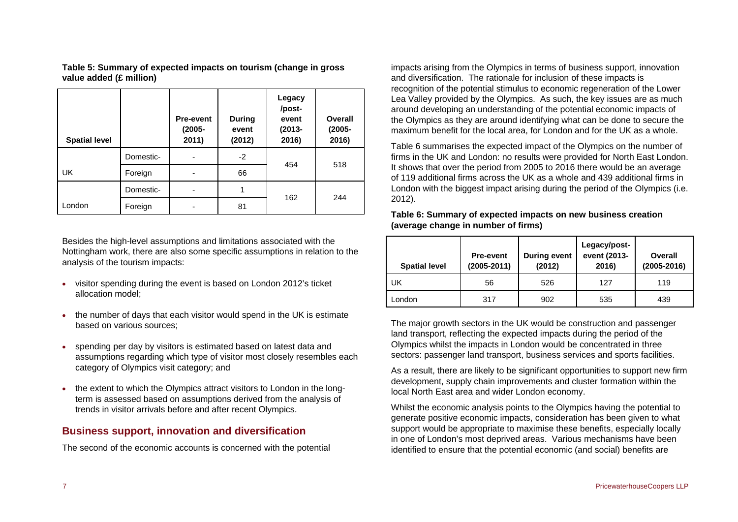**Table 5: Summary of expected impacts on tourism (change in gross value added (£ million)**

| Spatial level | | Pre-event (2005-2011) | During event (2012) | Legacy /post-event (2013-2016) | Overall (2005-2016) |
|---|---|---|---|---|---|
| UK | Domestic- | - | -2 | 454 | 518 |
| | Foreign | - | 66 | | |
| London | Domestic- | - | 1 | 162 | 244 |
| | Foreign | - | 81 | | |

Besides the high-level assumptions and limitations associated with the Nottingham work, there are also some specific assumptions in relation to the analysis of the tourism impacts:

- visitor spending during the event is based on London 2012's ticket allocation model;
- the number of days that each visitor would spend in the UK is estimate based on various sources;
- spending per day by visitors is estimated based on latest data and assumptions regarding which type of visitor most closely resembles each category of Olympics visit category; and
- the extent to which the Olympics attract visitors to London in the long-term is assessed based on assumptions derived from the analysis of trends in visitor arrivals before and after recent Olympics.

## Business support, innovation and diversification

The second of the economic accounts is concerned with the potential impacts arising from the Olympics in terms of business support, innovation and diversification. The rationale for inclusion of these impacts is recognition of the potential stimulus to economic regeneration of the Lower Lea Valley provided by the Olympics. As such, the key issues are as much around developing an understanding of the potential economic impacts of the Olympics as they are around identifying what can be done to secure the maximum benefit for the local area, for London and for the UK as a whole.

Table 6 summarises the expected impact of the Olympics on the number of firms in the UK and London: no results were provided for North East London. It shows that over the period from 2005 to 2016 there would be an average of 119 additional firms across the UK as a whole and 439 additional firms in London with the biggest impact arising during the period of the Olympics (i.e. 2012).

**Table 6: Summary of expected impacts on new business creation (average change in number of firms)**

| Spatial level | Pre-event (2005-2011) | During event (2012) | Legacy/post-event (2013-2016) | Overall (2005-2016) |
|---|---|---|---|---|
| UK | 56 | 526 | 127 | 119 |
| London | 317 | 902 | 535 | 439 |

The major growth sectors in the UK would be construction and passenger land transport, reflecting the expected impacts during the period of the Olympics whilst the impacts in London would be concentrated in three sectors: passenger land transport, business services and sports facilities.

As a result, there are likely to be significant opportunities to support new firm development, supply chain improvements and cluster formation within the local North East area and wider London economy.

Whilst the economic analysis points to the Olympics having the potential to generate positive economic impacts, consideration has been given to what support would be appropriate to maximise these benefits, especially locally in one of London's most deprived areas. Various mechanisms have been identified to ensure that the potential economic (and social) benefits are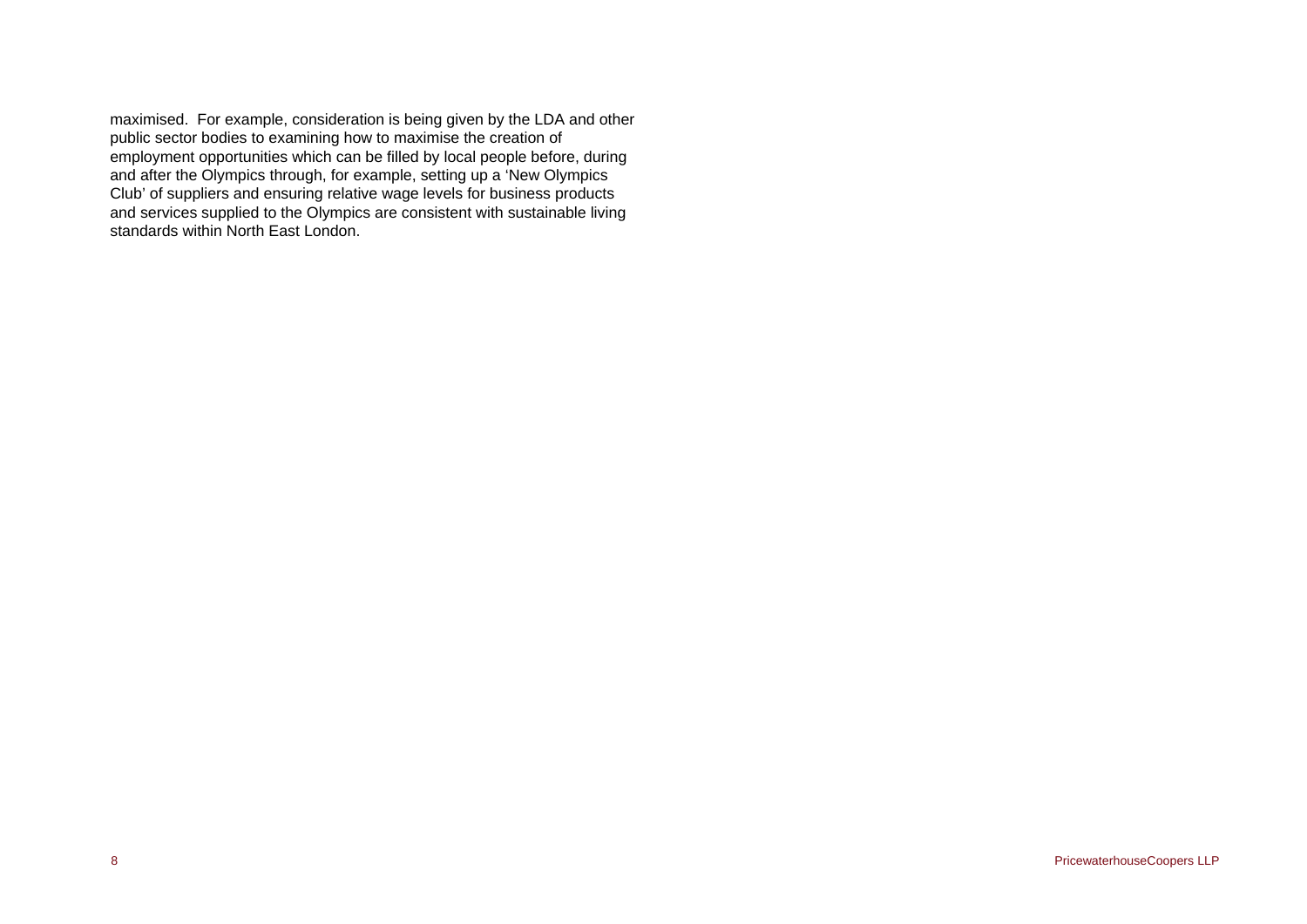maximised. For example, consideration is being given by the LDA and other public sector bodies to examining how to maximise the creation of employment opportunities which can be filled by local people before, during and after the Olympics through, for example, setting up a 'New Olympics Club' of suppliers and ensuring relative wage levels for business products and services supplied to the Olympics are consistent with sustainable living standards within North East London.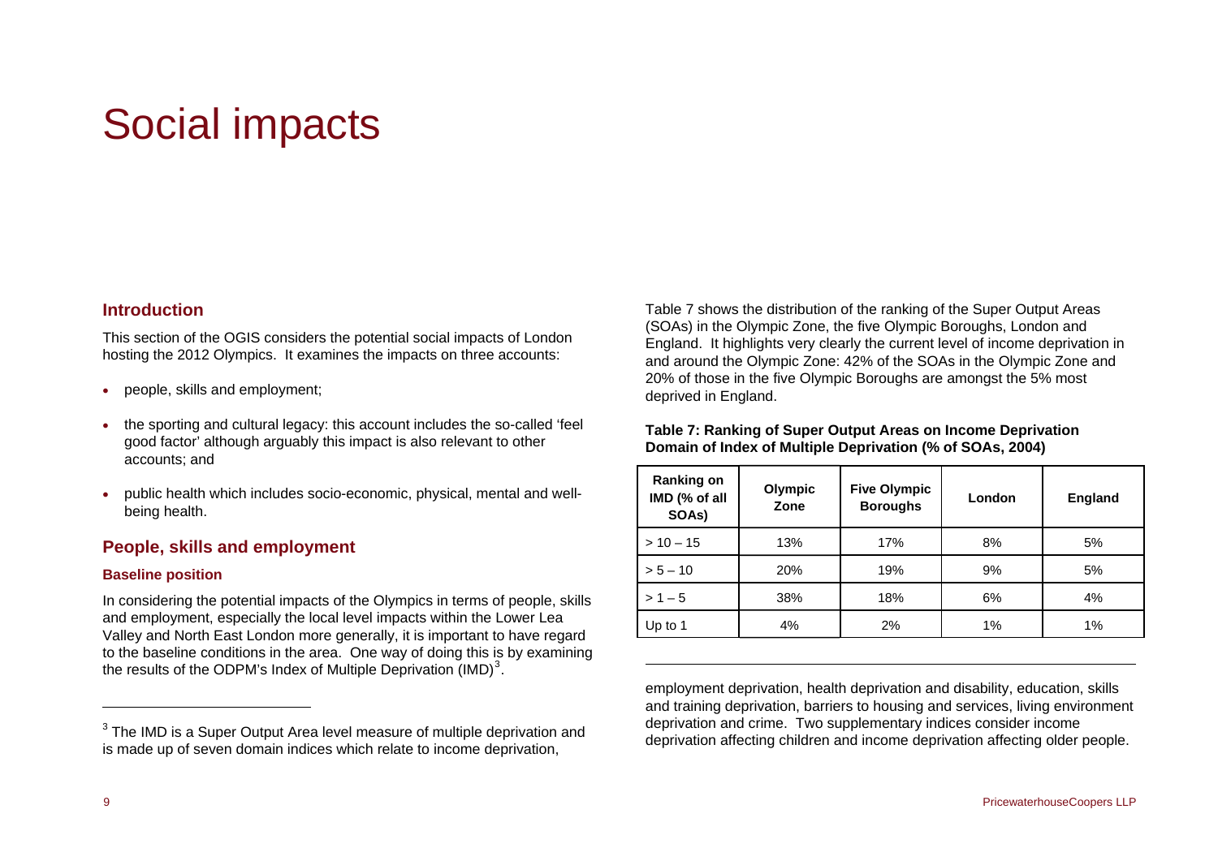# Social impacts

## Introduction

This section of the OGIS considers the potential social impacts of London hosting the 2012 Olympics. It examines the impacts on three accounts:

- people, skills and employment;
- the sporting and cultural legacy: this account includes the so-called 'feel good factor' although arguably this impact is also relevant to other accounts; and
- public health which includes socio-economic, physical, mental and well-being health.

## People, skills and employment

### Baseline position

In considering the potential impacts of the Olympics in terms of people, skills and employment, especially the local level impacts within the Lower Lea Valley and North East London more generally, it is important to have regard to the baseline conditions in the area. One way of doing this is by examining the results of the ODPM's Index of Multiple Deprivation (IMD)[3].

Table 7 shows the distribution of the ranking of the Super Output Areas (SOAs) in the Olympic Zone, the five Olympic Boroughs, London and England. It highlights very clearly the current level of income deprivation in and around the Olympic Zone: 42% of the SOAs in the Olympic Zone and 20% of those in the five Olympic Boroughs are amongst the 5% most deprived in England.

**Table 7: Ranking of Super Output Areas on Income Deprivation Domain of Index of Multiple Deprivation (% of SOAs, 2004)**

| Ranking on IMD (% of all SOAs) | Olympic Zone | Five Olympic Boroughs | London | England |
|---|---|---|---|---|
| > 10 – 15 | 13% | 17% | 8% | 5% |
| > 5 – 10 | 20% | 19% | 9% | 5% |
| > 1 – 5 | 38% | 18% | 6% | 4% |
| Up to 1 | 4% | 2% | 1% | 1% |

[3] The IMD is a Super Output Area level measure of multiple deprivation and is made up of seven domain indices which relate to income deprivation, employment deprivation, health deprivation and disability, education, skills and training deprivation, barriers to housing and services, living environment deprivation and crime. Two supplementary indices consider income deprivation affecting children and income deprivation affecting older people.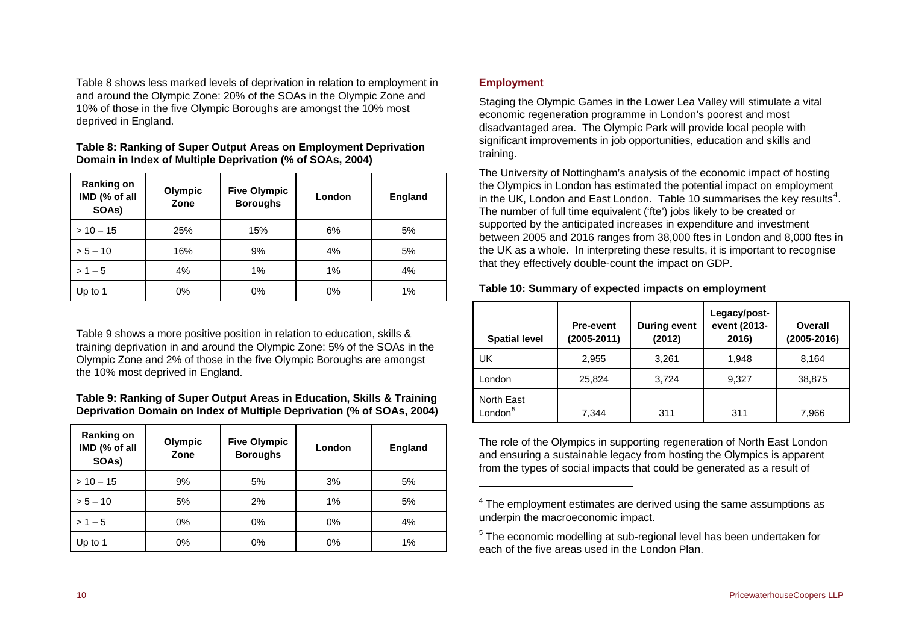Table 8 shows less marked levels of deprivation in relation to employment in and around the Olympic Zone: 20% of the SOAs in the Olympic Zone and 10% of those in the five Olympic Boroughs are amongst the 10% most deprived in England.

**Table 8: Ranking of Super Output Areas on Employment Deprivation Domain in Index of Multiple Deprivation (% of SOAs, 2004)**

| Ranking on IMD (% of all SOAs) | Olympic Zone | Five Olympic Boroughs | London | England |
|---|---|---|---|---|
| > 10 – 15 | 25% | 15% | 6% | 5% |
| > 5 – 10 | 16% | 9% | 4% | 5% |
| > 1 – 5 | 4% | 1% | 1% | 4% |
| Up to 1 | 0% | 0% | 0% | 1% |

Table 9 shows a more positive position in relation to education, skills & training deprivation in and around the Olympic Zone: 5% of the SOAs in the Olympic Zone and 2% of those in the five Olympic Boroughs are amongst the 10% most deprived in England.

**Table 9: Ranking of Super Output Areas in Education, Skills & Training Deprivation Domain on Index of Multiple Deprivation (% of SOAs, 2004)**

| Ranking on IMD (% of all SOAs) | Olympic Zone | Five Olympic Boroughs | London | England |
|---|---|---|---|---|
| > 10 – 15 | 9% | 5% | 3% | 5% |
| > 5 – 10 | 5% | 2% | 1% | 5% |
| > 1 – 5 | 0% | 0% | 0% | 4% |
| Up to 1 | 0% | 0% | 0% | 1% |

## Employment

Staging the Olympic Games in the Lower Lea Valley will stimulate a vital economic regeneration programme in London's poorest and most disadvantaged area. The Olympic Park will provide local people with significant improvements in job opportunities, education and skills and training.

The University of Nottingham's analysis of the economic impact of hosting the Olympics in London has estimated the potential impact on employment in the UK, London and East London. Table 10 summarises the key results[4]. The number of full time equivalent ('fte') jobs likely to be created or supported by the anticipated increases in expenditure and investment between 2005 and 2016 ranges from 38,000 ftes in London and 8,000 ftes in the UK as a whole. In interpreting these results, it is important to recognise that they effectively double-count the impact on GDP.

**Table 10: Summary of expected impacts on employment**

| Spatial level | Pre-event (2005-2011) | During event (2012) | Legacy/post-event (2013-2016) | Overall (2005-2016) |
|---|---|---|---|---|
| UK | 2,955 | 3,261 | 1,948 | 8,164 |
| London | 25,824 | 3,724 | 9,327 | 38,875 |
| North East London[5] | 7,344 | 311 | 311 | 7,966 |

The role of the Olympics in supporting regeneration of North East London and ensuring a sustainable legacy from hosting the Olympics is apparent from the types of social impacts that could be generated as a result of

[4] The employment estimates are derived using the same assumptions as underpin the macroeconomic impact.

[5] The economic modelling at sub-regional level has been undertaken for each of the five areas used in the London Plan.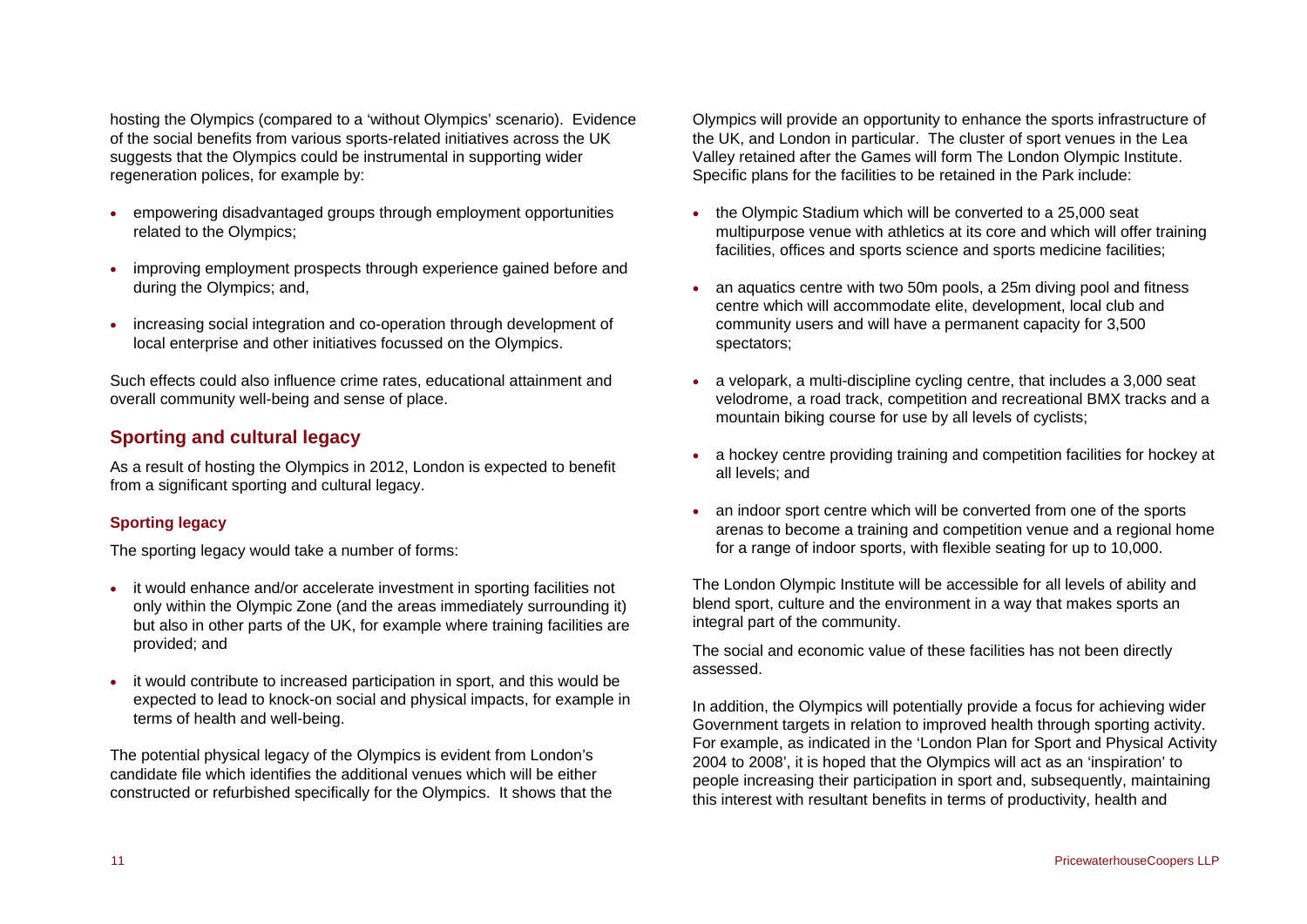hosting the Olympics (compared to a 'without Olympics' scenario). Evidence of the social benefits from various sports-related initiatives across the UK suggests that the Olympics could be instrumental in supporting wider regeneration polices, for example by:

- empowering disadvantaged groups through employment opportunities related to the Olympics;
- improving employment prospects through experience gained before and during the Olympics; and,
- increasing social integration and co-operation through development of local enterprise and other initiatives focussed on the Olympics.

Such effects could also influence crime rates, educational attainment and overall community well-being and sense of place.

## Sporting and cultural legacy

As a result of hosting the Olympics in 2012, London is expected to benefit from a significant sporting and cultural legacy.

### Sporting legacy

The sporting legacy would take a number of forms:

- it would enhance and/or accelerate investment in sporting facilities not only within the Olympic Zone (and the areas immediately surrounding it) but also in other parts of the UK, for example where training facilities are provided; and
- it would contribute to increased participation in sport, and this would be expected to lead to knock-on social and physical impacts, for example in terms of health and well-being.

The potential physical legacy of the Olympics is evident from London's candidate file which identifies the additional venues which will be either constructed or refurbished specifically for the Olympics. It shows that the Olympics will provide an opportunity to enhance the sports infrastructure of the UK, and London in particular. The cluster of sport venues in the Lea Valley retained after the Games will form The London Olympic Institute. Specific plans for the facilities to be retained in the Park include:

- the Olympic Stadium which will be converted to a 25,000 seat multipurpose venue with athletics at its core and which will offer training facilities, offices and sports science and sports medicine facilities;
- an aquatics centre with two 50m pools, a 25m diving pool and fitness centre which will accommodate elite, development, local club and community users and will have a permanent capacity for 3,500 spectators;
- a velopark, a multi-discipline cycling centre, that includes a 3,000 seat velodrome, a road track, competition and recreational BMX tracks and a mountain biking course for use by all levels of cyclists;
- a hockey centre providing training and competition facilities for hockey at all levels; and
- an indoor sport centre which will be converted from one of the sports arenas to become a training and competition venue and a regional home for a range of indoor sports, with flexible seating for up to 10,000.

The London Olympic Institute will be accessible for all levels of ability and blend sport, culture and the environment in a way that makes sports an integral part of the community.

The social and economic value of these facilities has not been directly assessed.

In addition, the Olympics will potentially provide a focus for achieving wider Government targets in relation to improved health through sporting activity. For example, as indicated in the 'London Plan for Sport and Physical Activity 2004 to 2008', it is hoped that the Olympics will act as an 'inspiration' to people increasing their participation in sport and, subsequently, maintaining this interest with resultant benefits in terms of productivity, health and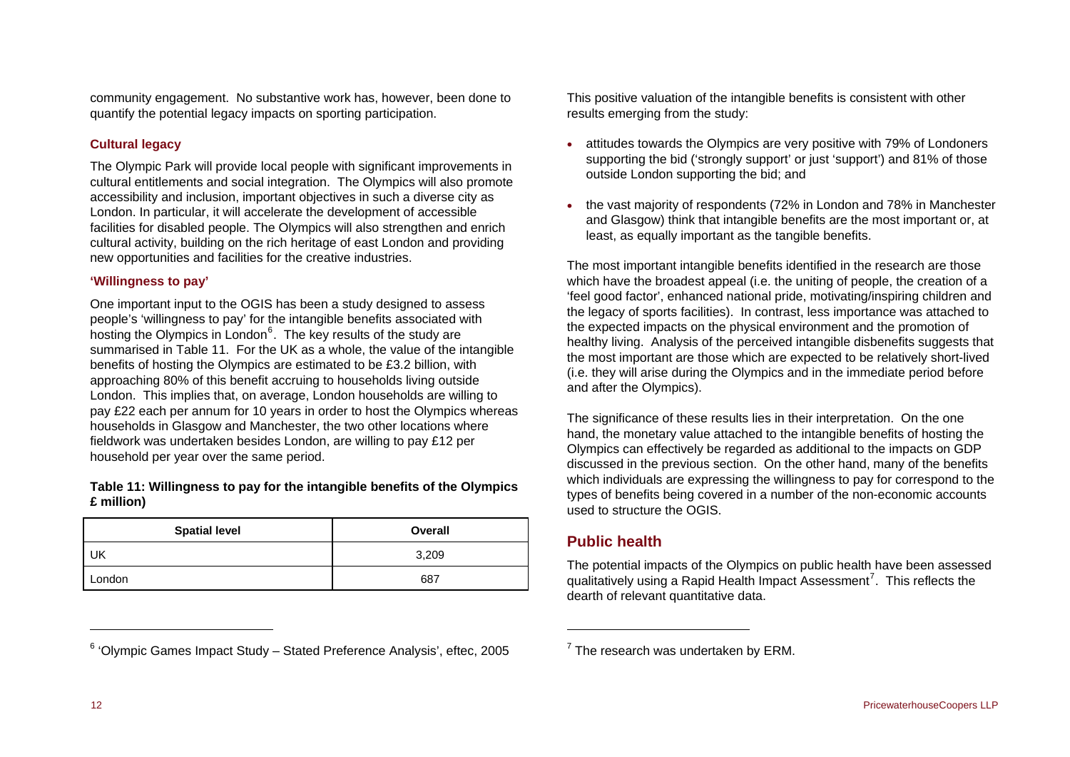community engagement. No substantive work has, however, been done to quantify the potential legacy impacts on sporting participation.

### Cultural legacy

The Olympic Park will provide local people with significant improvements in cultural entitlements and social integration. The Olympics will also promote accessibility and inclusion, important objectives in such a diverse city as London. In particular, it will accelerate the development of accessible facilities for disabled people. The Olympics will also strengthen and enrich cultural activity, building on the rich heritage of east London and providing new opportunities and facilities for the creative industries.

### 'Willingness to pay'

One important input to the OGIS has been a study designed to assess people's 'willingness to pay' for the intangible benefits associated with hosting the Olympics in London[6]. The key results of the study are summarised in Table 11. For the UK as a whole, the value of the intangible benefits of hosting the Olympics are estimated to be £3.2 billion, with approaching 80% of this benefit accruing to households living outside London. This implies that, on average, London households are willing to pay £22 each per annum for 10 years in order to host the Olympics whereas households in Glasgow and Manchester, the two other locations where fieldwork was undertaken besides London, are willing to pay £12 per household per year over the same period.

**Table 11: Willingness to pay for the intangible benefits of the Olympics £ million)**

| Spatial level | Overall |
|---|---|
| UK | 3,209 |
| London | 687 |

[6] 'Olympic Games Impact Study – Stated Preference Analysis', eftec, 2005

This positive valuation of the intangible benefits is consistent with other results emerging from the study:

- attitudes towards the Olympics are very positive with 79% of Londoners supporting the bid ('strongly support' or just 'support') and 81% of those outside London supporting the bid; and
- the vast majority of respondents (72% in London and 78% in Manchester and Glasgow) think that intangible benefits are the most important or, at least, as equally important as the tangible benefits.

The most important intangible benefits identified in the research are those which have the broadest appeal (i.e. the uniting of people, the creation of a 'feel good factor', enhanced national pride, motivating/inspiring children and the legacy of sports facilities). In contrast, less importance was attached to the expected impacts on the physical environment and the promotion of healthy living. Analysis of the perceived intangible disbenefits suggests that the most important are those which are expected to be relatively short-lived (i.e. they will arise during the Olympics and in the immediate period before and after the Olympics).

The significance of these results lies in their interpretation. On the one hand, the monetary value attached to the intangible benefits of hosting the Olympics can effectively be regarded as additional to the impacts on GDP discussed in the previous section. On the other hand, many of the benefits which individuals are expressing the willingness to pay for correspond to the types of benefits being covered in a number of the non-economic accounts used to structure the OGIS.

## Public health

The potential impacts of the Olympics on public health have been assessed qualitatively using a Rapid Health Impact Assessment[7]. This reflects the dearth of relevant quantitative data.

[7] The research was undertaken by ERM.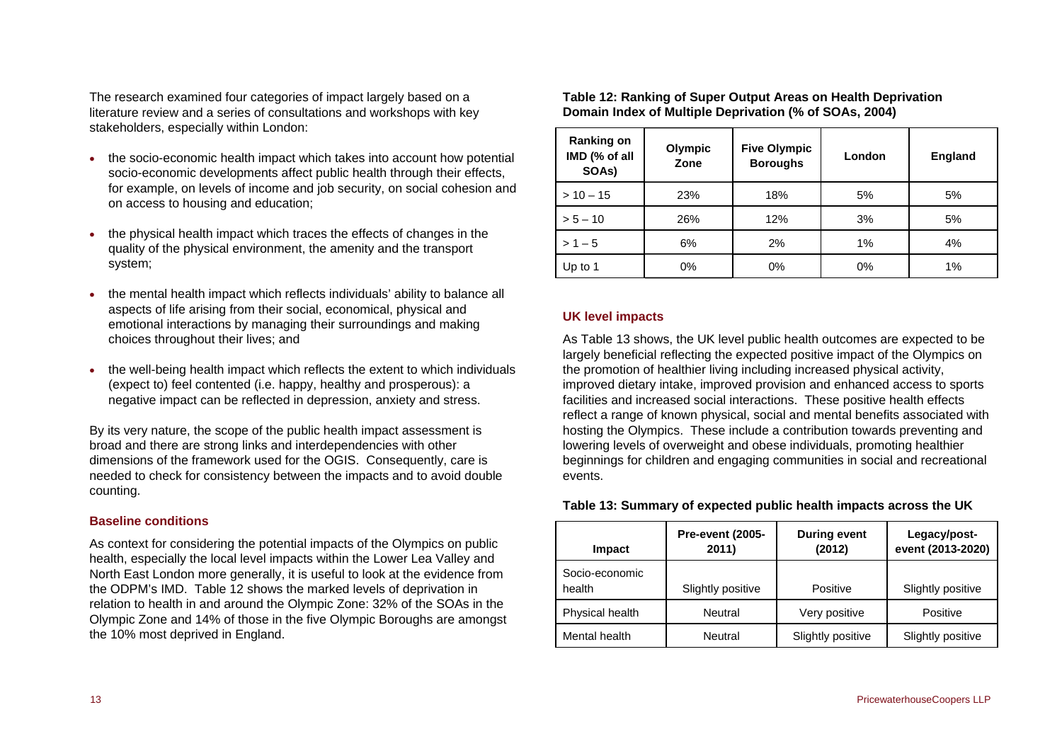The research examined four categories of impact largely based on a literature review and a series of consultations and workshops with key stakeholders, especially within London:

- the socio-economic health impact which takes into account how potential socio-economic developments affect public health through their effects, for example, on levels of income and job security, on social cohesion and on access to housing and education;
- the physical health impact which traces the effects of changes in the quality of the physical environment, the amenity and the transport system;
- the mental health impact which reflects individuals' ability to balance all aspects of life arising from their social, economical, physical and emotional interactions by managing their surroundings and making choices throughout their lives; and
- the well-being health impact which reflects the extent to which individuals (expect to) feel contented (i.e. happy, healthy and prosperous): a negative impact can be reflected in depression, anxiety and stress.

By its very nature, the scope of the public health impact assessment is broad and there are strong links and interdependencies with other dimensions of the framework used for the OGIS. Consequently, care is needed to check for consistency between the impacts and to avoid double counting.

### Baseline conditions

As context for considering the potential impacts of the Olympics on public health, especially the local level impacts within the Lower Lea Valley and North East London more generally, it is useful to look at the evidence from the ODPM's IMD. Table 12 shows the marked levels of deprivation in relation to health in and around the Olympic Zone: 32% of the SOAs in the Olympic Zone and 14% of those in the five Olympic Boroughs are amongst the 10% most deprived in England.

**Table 12: Ranking of Super Output Areas on Health Deprivation Domain Index of Multiple Deprivation (% of SOAs, 2004)**

| Ranking on IMD (% of all SOAs) | Olympic Zone | Five Olympic Boroughs | London | England |
|---|---|---|---|---|
| > 10 – 15 | 23% | 18% | 5% | 5% |
| > 5 – 10 | 26% | 12% | 3% | 5% |
| > 1 – 5 | 6% | 2% | 1% | 4% |
| Up to 1 | 0% | 0% | 0% | 1% |

### UK level impacts

As Table 13 shows, the UK level public health outcomes are expected to be largely beneficial reflecting the expected positive impact of the Olympics on the promotion of healthier living including increased physical activity, improved dietary intake, improved provision and enhanced access to sports facilities and increased social interactions. These positive health effects reflect a range of known physical, social and mental benefits associated with hosting the Olympics. These include a contribution towards preventing and lowering levels of overweight and obese individuals, promoting healthier beginnings for children and engaging communities in social and recreational events.

**Table 13: Summary of expected public health impacts across the UK**

| Impact | Pre-event (2005-2011) | During event (2012) | Legacy/post-event (2013-2020) |
|---|---|---|---|
| Socio-economic health | Slightly positive | Positive | Slightly positive |
| Physical health | Neutral | Very positive | Positive |
| Mental health | Neutral | Slightly positive | Slightly positive |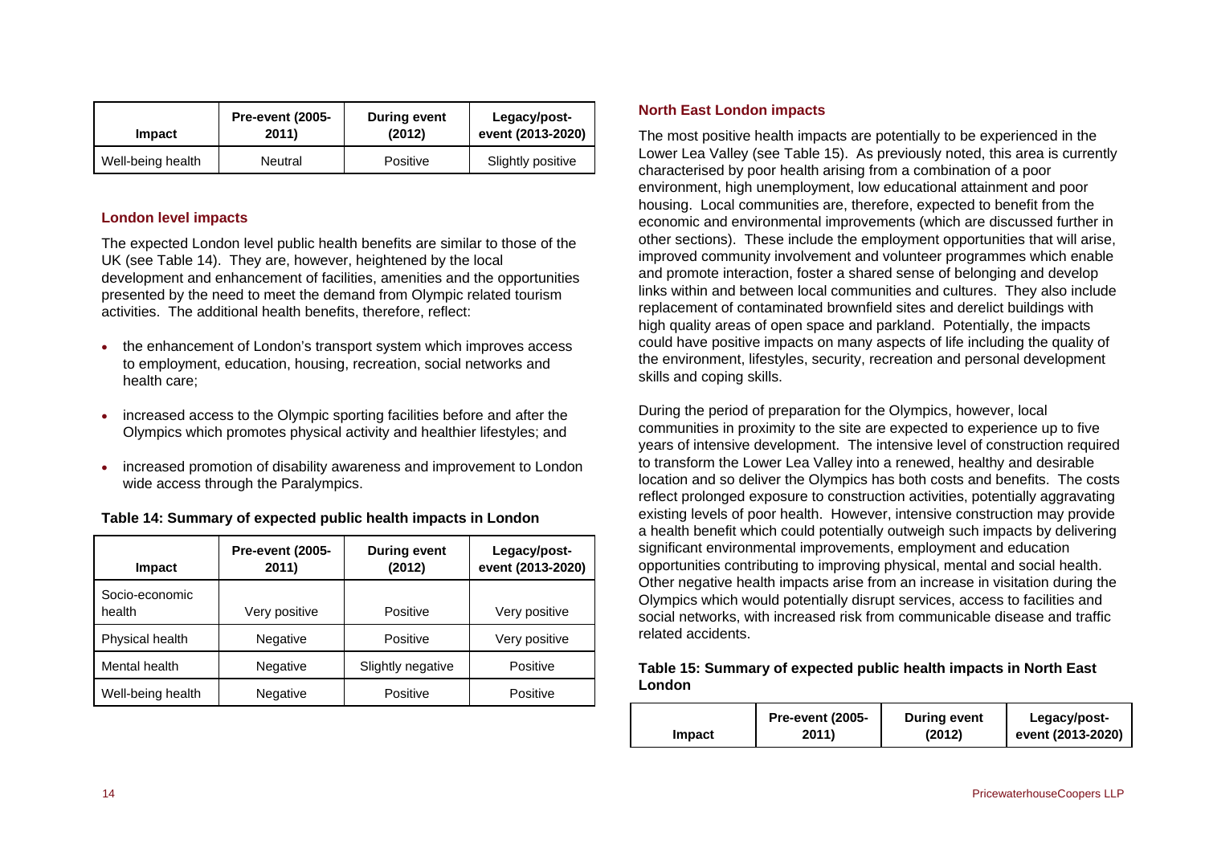| Impact | Pre-event (2005-2011) | During event (2012) | Legacy/post-event (2013-2020) |
|---|---|---|---|
| Well-being health | Neutral | Positive | Slightly positive |

### London level impacts

The expected London level public health benefits are similar to those of the UK (see Table 14). They are, however, heightened by the local development and enhancement of facilities, amenities and the opportunities presented by the need to meet the demand from Olympic related tourism activities. The additional health benefits, therefore, reflect:

- the enhancement of London's transport system which improves access to employment, education, housing, recreation, social networks and health care;
- increased access to the Olympic sporting facilities before and after the Olympics which promotes physical activity and healthier lifestyles; and
- increased promotion of disability awareness and improvement to London wide access through the Paralympics.

**Table 14: Summary of expected public health impacts in London**

| Impact | Pre-event (2005-2011) | During event (2012) | Legacy/post-event (2013-2020) |
|---|---|---|---|
| Socio-economic health | Very positive | Positive | Very positive |
| Physical health | Negative | Positive | Very positive |
| Mental health | Negative | Slightly negative | Positive |
| Well-being health | Negative | Positive | Positive |

### North East London impacts

The most positive health impacts are potentially to be experienced in the Lower Lea Valley (see Table 15). As previously noted, this area is currently characterised by poor health arising from a combination of a poor environment, high unemployment, low educational attainment and poor housing. Local communities are, therefore, expected to benefit from the economic and environmental improvements (which are discussed further in other sections). These include the employment opportunities that will arise, improved community involvement and volunteer programmes which enable and promote interaction, foster a shared sense of belonging and develop links within and between local communities and cultures. They also include replacement of contaminated brownfield sites and derelict buildings with high quality areas of open space and parkland. Potentially, the impacts could have positive impacts on many aspects of life including the quality of the environment, lifestyles, security, recreation and personal development skills and coping skills.

During the period of preparation for the Olympics, however, local communities in proximity to the site are expected to experience up to five years of intensive development. The intensive level of construction required to transform the Lower Lea Valley into a renewed, healthy and desirable location and so deliver the Olympics has both costs and benefits. The costs reflect prolonged exposure to construction activities, potentially aggravating existing levels of poor health. However, intensive construction may provide a health benefit which could potentially outweigh such impacts by delivering significant environmental improvements, employment and education opportunities contributing to improving physical, mental and social health. Other negative health impacts arise from an increase in visitation during the Olympics which would potentially disrupt services, access to facilities and social networks, with increased risk from communicable disease and traffic related accidents.

**Table 15: Summary of expected public health impacts in North East London**

| Impact | Pre-event (2005-2011) | During event (2012) | Legacy/post-event (2013-2020) |
|---|---|---|---|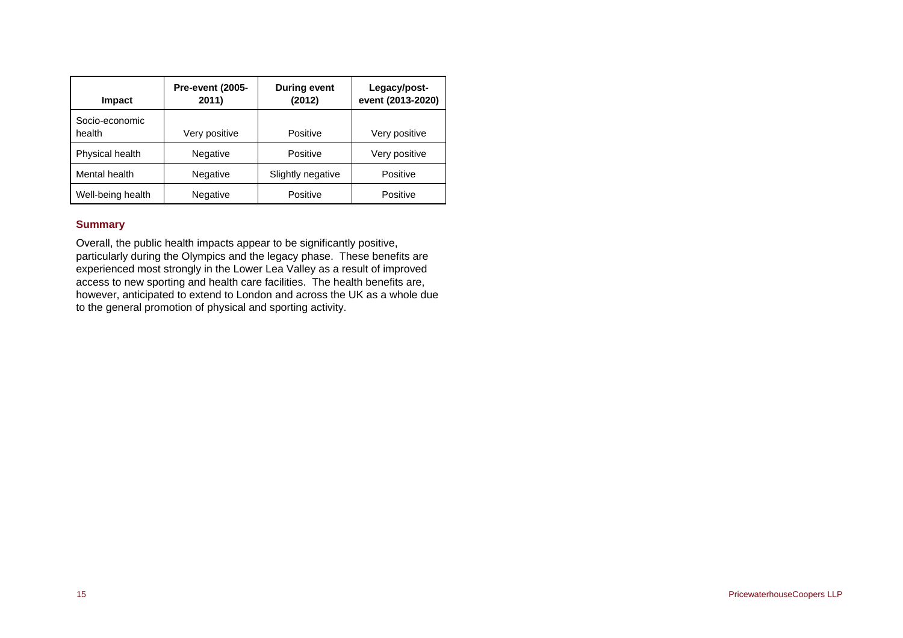| Impact | Pre-event (2005-2011) | During event (2012) | Legacy/post-event (2013-2020) |
| --- | --- | --- | --- |
| Socio-economic health | Very positive | Positive | Very positive |
| Physical health | Negative | Positive | Very positive |
| Mental health | Negative | Slightly negative | Positive |
| Well-being health | Negative | Positive | Positive |

### Summary

Overall, the public health impacts appear to be significantly positive, particularly during the Olympics and the legacy phase. These benefits are experienced most strongly in the Lower Lea Valley as a result of improved access to new sporting and health care facilities. The health benefits are, however, anticipated to extend to London and across the UK as a whole due to the general promotion of physical and sporting activity.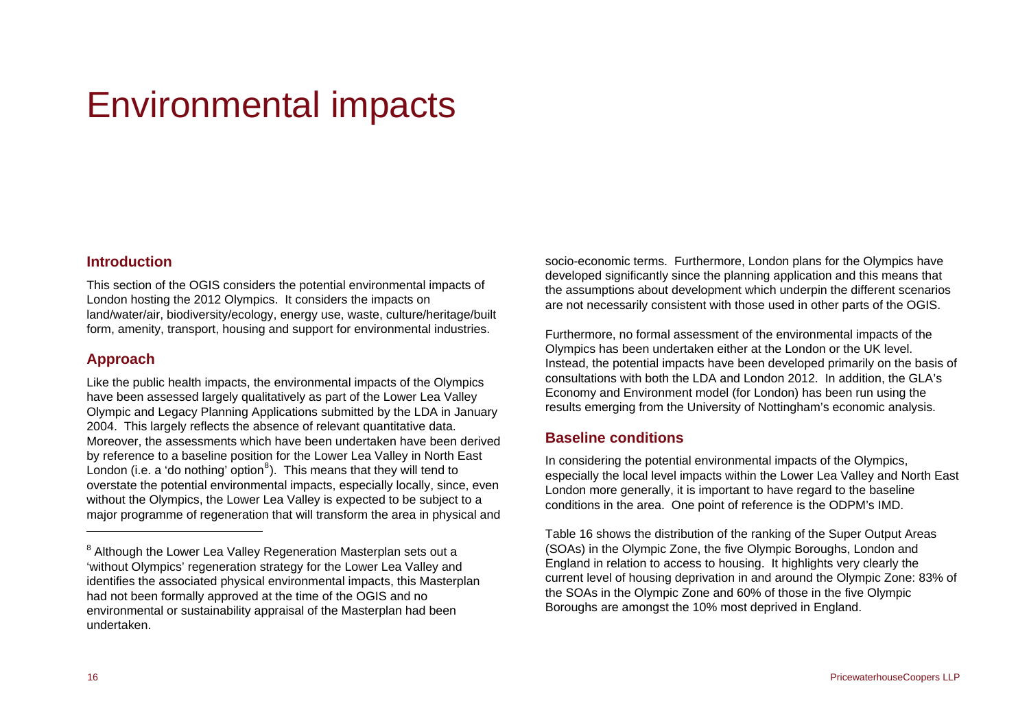# Environmental impacts

## Introduction

This section of the OGIS considers the potential environmental impacts of London hosting the 2012 Olympics. It considers the impacts on land/water/air, biodiversity/ecology, energy use, waste, culture/heritage/built form, amenity, transport, housing and support for environmental industries.

## Approach

Like the public health impacts, the environmental impacts of the Olympics have been assessed largely qualitatively as part of the Lower Lea Valley Olympic and Legacy Planning Applications submitted by the LDA in January 2004. This largely reflects the absence of relevant quantitative data. Moreover, the assessments which have been undertaken have been derived by reference to a baseline position for the Lower Lea Valley in North East London (i.e. a 'do nothing' option[8]). This means that they will tend to overstate the potential environmental impacts, especially locally, since, even without the Olympics, the Lower Lea Valley is expected to be subject to a major programme of regeneration that will transform the area in physical and socio-economic terms. Furthermore, London plans for the Olympics have developed significantly since the planning application and this means that the assumptions about development which underpin the different scenarios are not necessarily consistent with those used in other parts of the OGIS.

Furthermore, no formal assessment of the environmental impacts of the Olympics has been undertaken either at the London or the UK level. Instead, the potential impacts have been developed primarily on the basis of consultations with both the LDA and London 2012. In addition, the GLA's Economy and Environment model (for London) has been run using the results emerging from the University of Nottingham's economic analysis.

## Baseline conditions

In considering the potential environmental impacts of the Olympics, especially the local level impacts within the Lower Lea Valley and North East London more generally, it is important to have regard to the baseline conditions in the area. One point of reference is the ODPM's IMD.

Table 16 shows the distribution of the ranking of the Super Output Areas (SOAs) in the Olympic Zone, the five Olympic Boroughs, London and England in relation to access to housing. It highlights very clearly the current level of housing deprivation in and around the Olympic Zone: 83% of the SOAs in the Olympic Zone and 60% of those in the five Olympic Boroughs are amongst the 10% most deprived in England.

---

[8] Although the Lower Lea Valley Regeneration Masterplan sets out a 'without Olympics' regeneration strategy for the Lower Lea Valley and identifies the associated physical environmental impacts, this Masterplan had not been formally approved at the time of the OGIS and no environmental or sustainability appraisal of the Masterplan had been undertaken.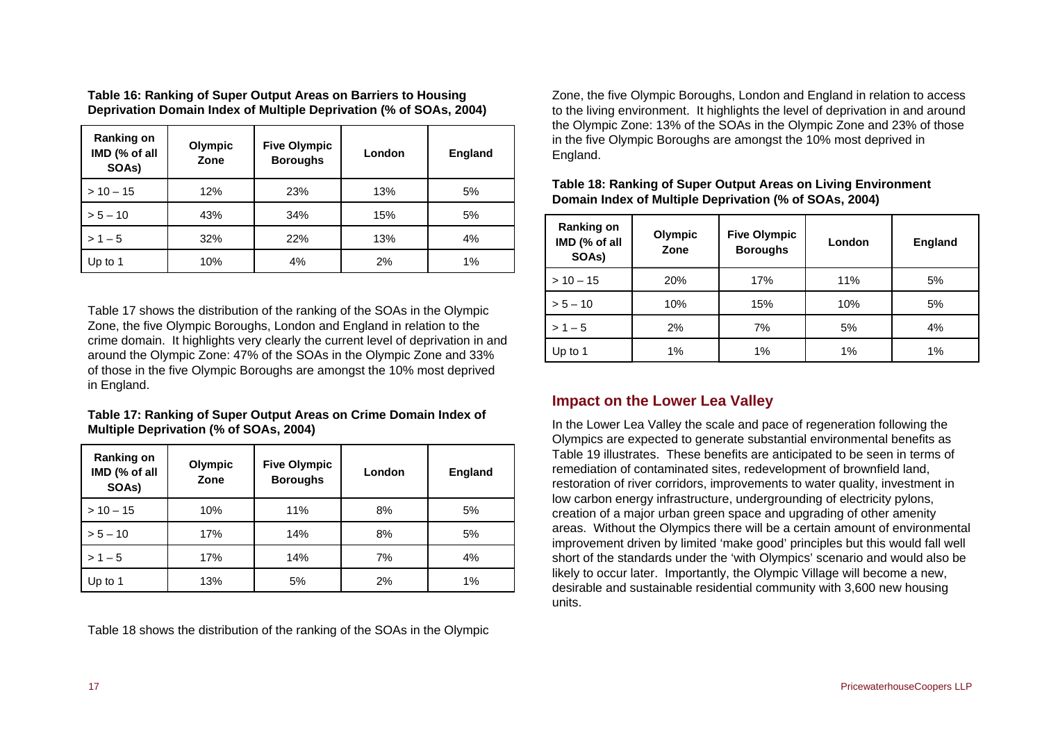**Table 16: Ranking of Super Output Areas on Barriers to Housing Deprivation Domain Index of Multiple Deprivation (% of SOAs, 2004)**

| Ranking on IMD (% of all SOAs) | Olympic Zone | Five Olympic Boroughs | London | England |
|---|---|---|---|---|
| > 10 – 15 | 12% | 23% | 13% | 5% |
| > 5 – 10 | 43% | 34% | 15% | 5% |
| > 1 – 5 | 32% | 22% | 13% | 4% |
| Up to 1 | 10% | 4% | 2% | 1% |

Table 17 shows the distribution of the ranking of the SOAs in the Olympic Zone, the five Olympic Boroughs, London and England in relation to the crime domain. It highlights very clearly the current level of deprivation in and around the Olympic Zone: 47% of the SOAs in the Olympic Zone and 33% of those in the five Olympic Boroughs are amongst the 10% most deprived in England.

**Table 17: Ranking of Super Output Areas on Crime Domain Index of Multiple Deprivation (% of SOAs, 2004)**

| Ranking on IMD (% of all SOAs) | Olympic Zone | Five Olympic Boroughs | London | England |
|---|---|---|---|---|
| > 10 – 15 | 10% | 11% | 8% | 5% |
| > 5 – 10 | 17% | 14% | 8% | 5% |
| > 1 – 5 | 17% | 14% | 7% | 4% |
| Up to 1 | 13% | 5% | 2% | 1% |

Table 18 shows the distribution of the ranking of the SOAs in the Olympic Zone, the five Olympic Boroughs, London and England in relation to access to the living environment. It highlights the level of deprivation in and around the Olympic Zone: 13% of the SOAs in the Olympic Zone and 23% of those in the five Olympic Boroughs are amongst the 10% most deprived in England.

**Table 18: Ranking of Super Output Areas on Living Environment Domain Index of Multiple Deprivation (% of SOAs, 2004)**

| Ranking on IMD (% of all SOAs) | Olympic Zone | Five Olympic Boroughs | London | England |
|---|---|---|---|---|
| > 10 – 15 | 20% | 17% | 11% | 5% |
| > 5 – 10 | 10% | 15% | 10% | 5% |
| > 1 – 5 | 2% | 7% | 5% | 4% |
| Up to 1 | 1% | 1% | 1% | 1% |

## Impact on the Lower Lea Valley

In the Lower Lea Valley the scale and pace of regeneration following the Olympics are expected to generate substantial environmental benefits as Table 19 illustrates. These benefits are anticipated to be seen in terms of remediation of contaminated sites, redevelopment of brownfield land, restoration of river corridors, improvements to water quality, investment in low carbon energy infrastructure, undergrounding of electricity pylons, creation of a major urban green space and upgrading of other amenity areas. Without the Olympics there will be a certain amount of environmental improvement driven by limited 'make good' principles but this would fall well short of the standards under the 'with Olympics' scenario and would also be likely to occur later. Importantly, the Olympic Village will become a new, desirable and sustainable residential community with 3,600 new housing units.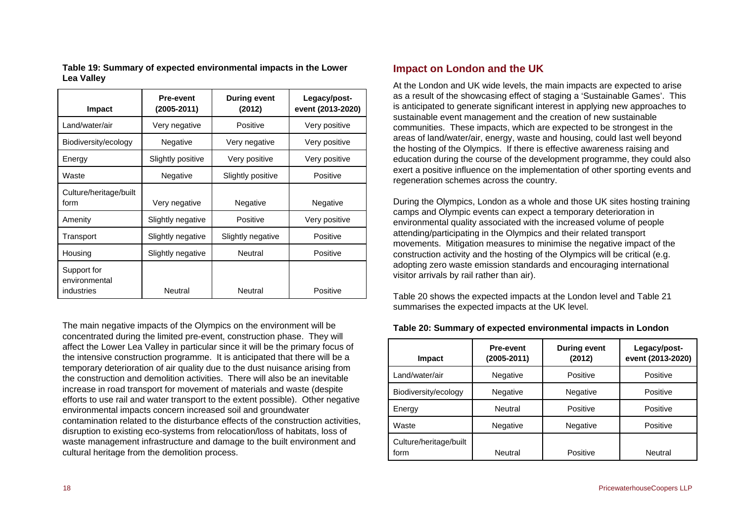**Table 19: Summary of expected environmental impacts in the Lower Lea Valley**

| Impact | Pre-event (2005-2011) | During event (2012) | Legacy/post-event (2013-2020) |
|---|---|---|---|
| Land/water/air | Very negative | Positive | Very positive |
| Biodiversity/ecology | Negative | Very negative | Very positive |
| Energy | Slightly positive | Very positive | Very positive |
| Waste | Negative | Slightly positive | Positive |
| Culture/heritage/built form | Very negative | Negative | Negative |
| Amenity | Slightly negative | Positive | Very positive |
| Transport | Slightly negative | Slightly negative | Positive |
| Housing | Slightly negative | Neutral | Positive |
| Support for environmental industries | Neutral | Neutral | Positive |

The main negative impacts of the Olympics on the environment will be concentrated during the limited pre-event, construction phase. They will affect the Lower Lea Valley in particular since it will be the primary focus of the intensive construction programme. It is anticipated that there will be a temporary deterioration of air quality due to the dust nuisance arising from the construction and demolition activities. There will also be an inevitable increase in road transport for movement of materials and waste (despite efforts to use rail and water transport to the extent possible). Other negative environmental impacts concern increased soil and groundwater contamination related to the disturbance effects of the construction activities, disruption to existing eco-systems from relocation/loss of habitats, loss of waste management infrastructure and damage to the built environment and cultural heritage from the demolition process.

## Impact on London and the UK

At the London and UK wide levels, the main impacts are expected to arise as a result of the showcasing effect of staging a 'Sustainable Games'. This is anticipated to generate significant interest in applying new approaches to sustainable event management and the creation of new sustainable communities. These impacts, which are expected to be strongest in the areas of land/water/air, energy, waste and housing, could last well beyond the hosting of the Olympics. If there is effective awareness raising and education during the course of the development programme, they could also exert a positive influence on the implementation of other sporting events and regeneration schemes across the country.

During the Olympics, London as a whole and those UK sites hosting training camps and Olympic events can expect a temporary deterioration in environmental quality associated with the increased volume of people attending/participating in the Olympics and their related transport movements. Mitigation measures to minimise the negative impact of the construction activity and the hosting of the Olympics will be critical (e.g. adopting zero waste emission standards and encouraging international visitor arrivals by rail rather than air).

Table 20 shows the expected impacts at the London level and Table 21 summarises the expected impacts at the UK level.

**Table 20: Summary of expected environmental impacts in London**

| Impact | Pre-event (2005-2011) | During event (2012) | Legacy/post-event (2013-2020) |
|---|---|---|---|
| Land/water/air | Negative | Positive | Positive |
| Biodiversity/ecology | Negative | Negative | Positive |
| Energy | Neutral | Positive | Positive |
| Waste | Negative | Negative | Positive |
| Culture/heritage/built form | Neutral | Positive | Neutral |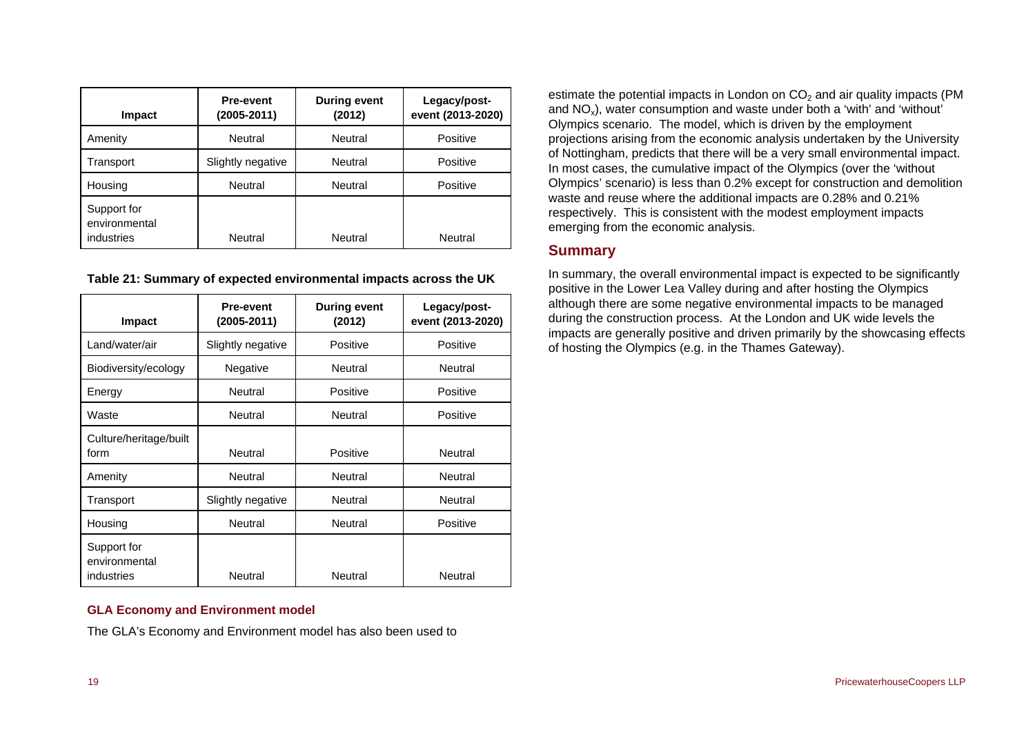| Impact | Pre-event (2005-2011) | During event (2012) | Legacy/post-event (2013-2020) |
|---|---|---|---|
| Amenity | Neutral | Neutral | Positive |
| Transport | Slightly negative | Neutral | Positive |
| Housing | Neutral | Neutral | Positive |
| Support for environmental industries | Neutral | Neutral | Neutral |

**Table 21: Summary of expected environmental impacts across the UK**

| Impact | Pre-event (2005-2011) | During event (2012) | Legacy/post-event (2013-2020) |
|---|---|---|---|
| Land/water/air | Slightly negative | Positive | Positive |
| Biodiversity/ecology | Negative | Neutral | Neutral |
| Energy | Neutral | Positive | Positive |
| Waste | Neutral | Neutral | Positive |
| Culture/heritage/built form | Neutral | Positive | Neutral |
| Amenity | Neutral | Neutral | Neutral |
| Transport | Slightly negative | Neutral | Neutral |
| Housing | Neutral | Neutral | Positive |
| Support for environmental industries | Neutral | Neutral | Neutral |

### GLA Economy and Environment model

The GLA's Economy and Environment model has also been used to estimate the potential impacts in London on $CO_2$ and air quality impacts (PM and $NO_x$), water consumption and waste under both a 'with' and 'without' Olympics scenario. The model, which is driven by the employment projections arising from the economic analysis undertaken by the University of Nottingham, predicts that there will be a very small environmental impact. In most cases, the cumulative impact of the Olympics (over the 'without Olympics' scenario) is less than 0.2% except for construction and demolition waste and reuse where the additional impacts are 0.28% and 0.21% respectively. This is consistent with the modest employment impacts emerging from the economic analysis.

## Summary

In summary, the overall environmental impact is expected to be significantly positive in the Lower Lea Valley during and after hosting the Olympics although there are some negative environmental impacts to be managed during the construction process. At the London and UK wide levels the impacts are generally positive and driven primarily by the showcasing effects of hosting the Olympics (e.g. in the Thames Gateway).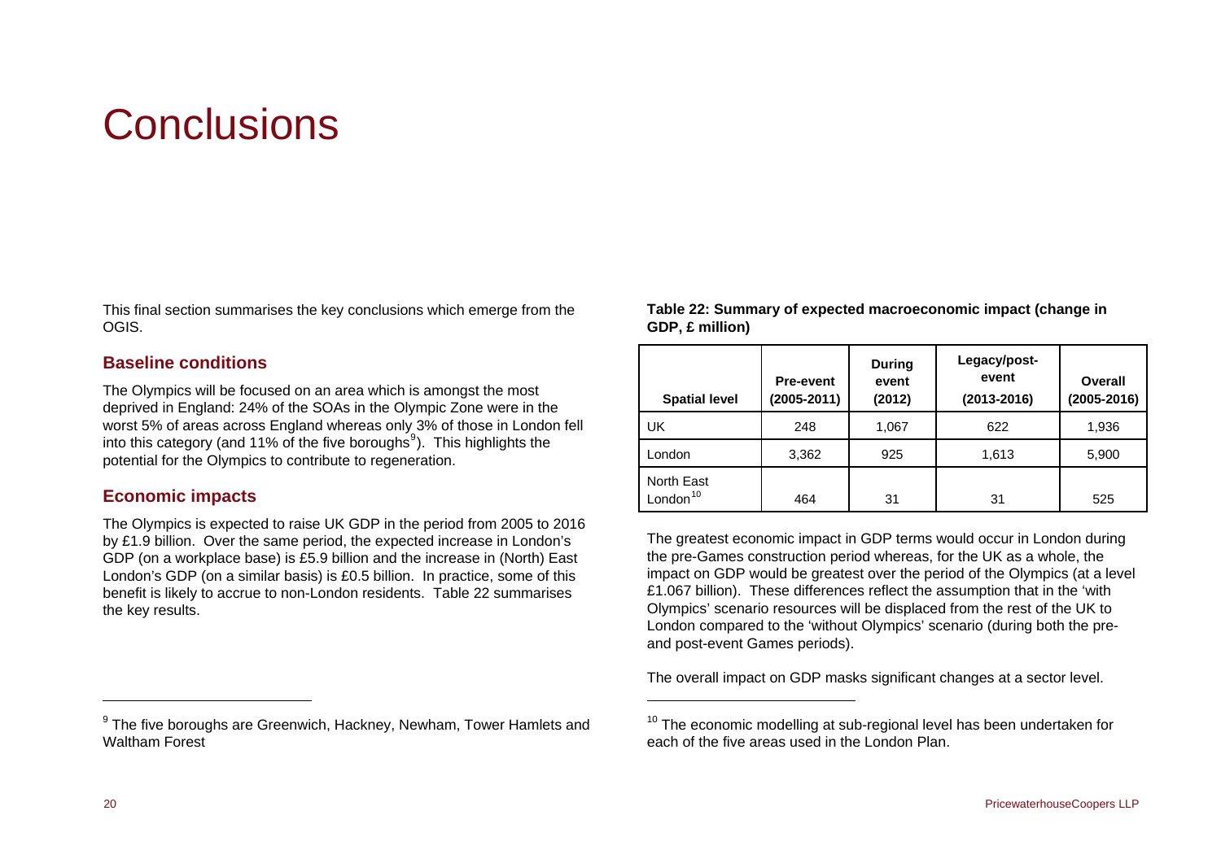# Conclusions

This final section summarises the key conclusions which emerge from the OGIS.

## Baseline conditions

The Olympics will be focused on an area which is amongst the most deprived in England: 24% of the SOAs in the Olympic Zone were in the worst 5% of areas across England whereas only 3% of those in London fell into this category (and 11% of the five boroughs[9]). This highlights the potential for the Olympics to contribute to regeneration.

## Economic impacts

The Olympics is expected to raise UK GDP in the period from 2005 to 2016 by £1.9 billion. Over the same period, the expected increase in London's GDP (on a workplace base) is £5.9 billion and the increase in (North) East London's GDP (on a similar basis) is £0.5 billion. In practice, some of this benefit is likely to accrue to non-London residents. Table 22 summarises the key results.

**Table 22: Summary of expected macroeconomic impact (change in GDP, £ million)**

| Spatial level | Pre-event (2005-2011) | During event (2012) | Legacy/post-event (2013-2016) | Overall (2005-2016) |
|---|---|---|---|---|
| UK | 248 | 1,067 | 622 | 1,936 |
| London | 3,362 | 925 | 1,613 | 5,900 |
| North East London[10] | 464 | 31 | 31 | 525 |

The greatest economic impact in GDP terms would occur in London during the pre-Games construction period whereas, for the UK as a whole, the impact on GDP would be greatest over the period of the Olympics (at a level £1.067 billion). These differences reflect the assumption that in the 'with Olympics' scenario resources will be displaced from the rest of the UK to London compared to the 'without Olympics' scenario (during both the pre- and post-event Games periods).

The overall impact on GDP masks significant changes at a sector level.

[9] The five boroughs are Greenwich, Hackney, Newham, Tower Hamlets and Waltham Forest

[10] The economic modelling at sub-regional level has been undertaken for each of the five areas used in the London Plan.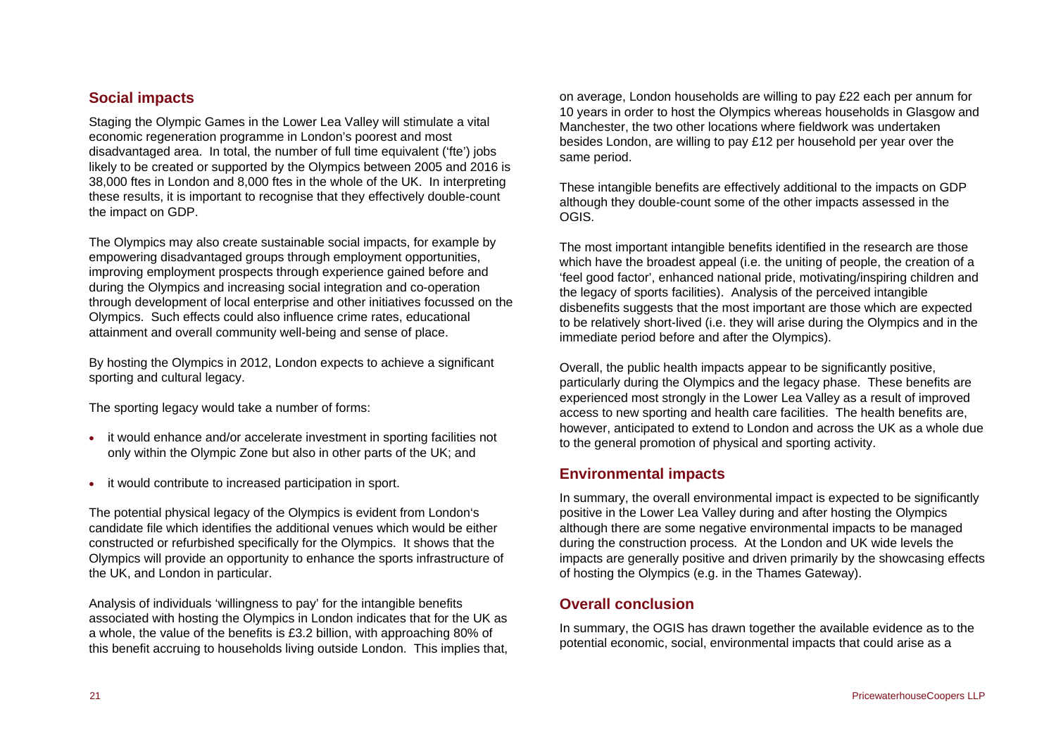## Social impacts

Staging the Olympic Games in the Lower Lea Valley will stimulate a vital economic regeneration programme in London's poorest and most disadvantaged area. In total, the number of full time equivalent ('fte') jobs likely to be created or supported by the Olympics between 2005 and 2016 is 38,000 ftes in London and 8,000 ftes in the whole of the UK. In interpreting these results, it is important to recognise that they effectively double-count the impact on GDP.

The Olympics may also create sustainable social impacts, for example by empowering disadvantaged groups through employment opportunities, improving employment prospects through experience gained before and during the Olympics and increasing social integration and co-operation through development of local enterprise and other initiatives focussed on the Olympics. Such effects could also influence crime rates, educational attainment and overall community well-being and sense of place.

By hosting the Olympics in 2012, London expects to achieve a significant sporting and cultural legacy.

The sporting legacy would take a number of forms:

- it would enhance and/or accelerate investment in sporting facilities not only within the Olympic Zone but also in other parts of the UK; and
- it would contribute to increased participation in sport.

The potential physical legacy of the Olympics is evident from London's candidate file which identifies the additional venues which would be either constructed or refurbished specifically for the Olympics. It shows that the Olympics will provide an opportunity to enhance the sports infrastructure of the UK, and London in particular.

Analysis of individuals 'willingness to pay' for the intangible benefits associated with hosting the Olympics in London indicates that for the UK as a whole, the value of the benefits is £3.2 billion, with approaching 80% of this benefit accruing to households living outside London. This implies that, on average, London households are willing to pay £22 each per annum for 10 years in order to host the Olympics whereas households in Glasgow and Manchester, the two other locations where fieldwork was undertaken besides London, are willing to pay £12 per household per year over the same period.

These intangible benefits are effectively additional to the impacts on GDP although they double-count some of the other impacts assessed in the OGIS.

The most important intangible benefits identified in the research are those which have the broadest appeal (i.e. the uniting of people, the creation of a 'feel good factor', enhanced national pride, motivating/inspiring children and the legacy of sports facilities). Analysis of the perceived intangible disbenefits suggests that the most important are those which are expected to be relatively short-lived (i.e. they will arise during the Olympics and in the immediate period before and after the Olympics).

Overall, the public health impacts appear to be significantly positive, particularly during the Olympics and the legacy phase. These benefits are experienced most strongly in the Lower Lea Valley as a result of improved access to new sporting and health care facilities. The health benefits are, however, anticipated to extend to London and across the UK as a whole due to the general promotion of physical and sporting activity.

## Environmental impacts

In summary, the overall environmental impact is expected to be significantly positive in the Lower Lea Valley during and after hosting the Olympics although there are some negative environmental impacts to be managed during the construction process. At the London and UK wide levels the impacts are generally positive and driven primarily by the showcasing effects of hosting the Olympics (e.g. in the Thames Gateway).

## Overall conclusion

In summary, the OGIS has drawn together the available evidence as to the potential economic, social, environmental impacts that could arise as a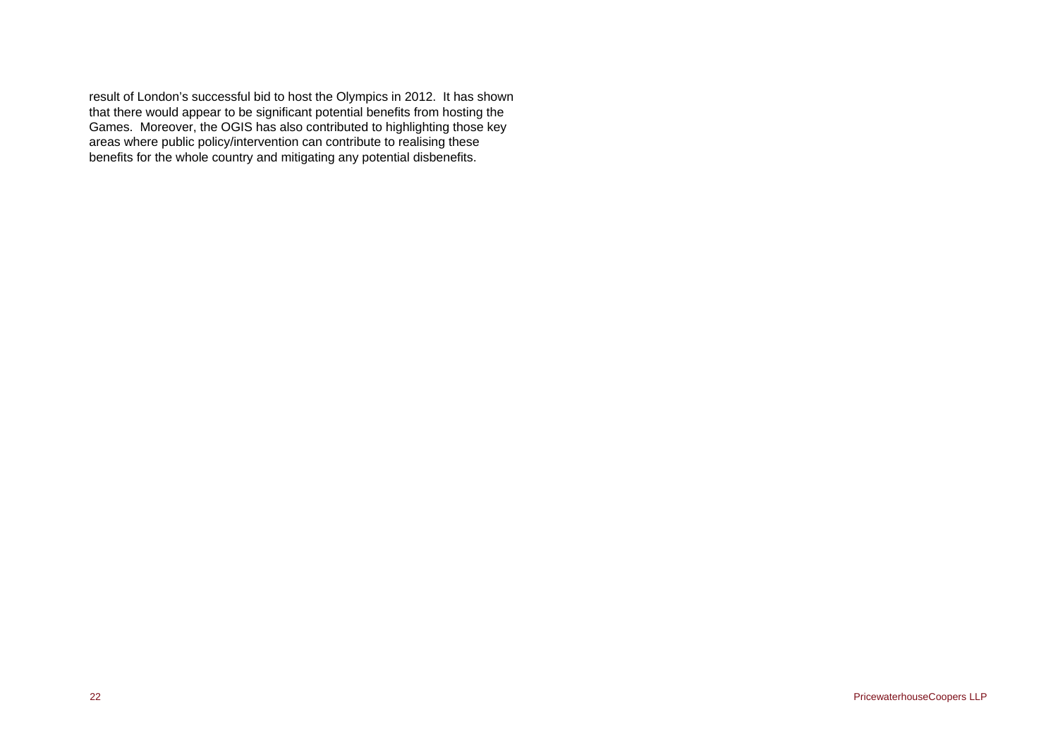result of London's successful bid to host the Olympics in 2012. It has shown that there would appear to be significant potential benefits from hosting the Games. Moreover, the OGIS has also contributed to highlighting those key areas where public policy/intervention can contribute to realising these benefits for the whole country and mitigating any potential disbenefits.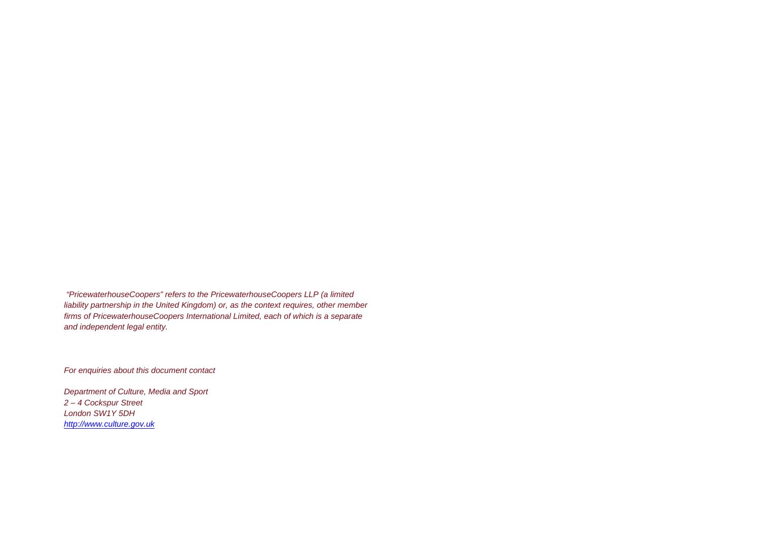*"PricewaterhouseCoopers" refers to the PricewaterhouseCoopers LLP (a limited liability partnership in the United Kingdom) or, as the context requires, other member firms of PricewaterhouseCoopers International Limited, each of which is a separate and independent legal entity.*

*For enquiries about this document contact*

*Department of Culture, Media and Sport*
*2 – 4 Cockspur Street*
*London SW1Y 5DH*
*[http://www.culture.gov.uk](http://www.culture.gov.uk)*